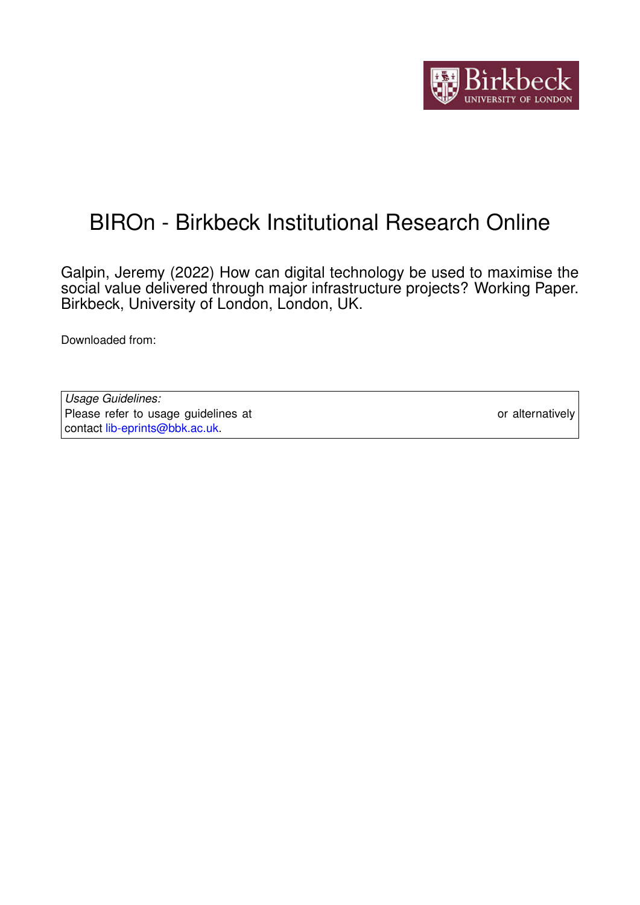# BIROn - Birkbeck Institutional Research Online

Galpin, Jeremy (2022) How can digital technology be used to maximise the social value delivered through major infrastructure projects? Working Paper. Birkbeck, University of London, London, UK.

Downloaded from:

*Usage Guidelines:*
Please refer to usage guidelines at or alternatively contact lib-eprints@bbk.ac.uk.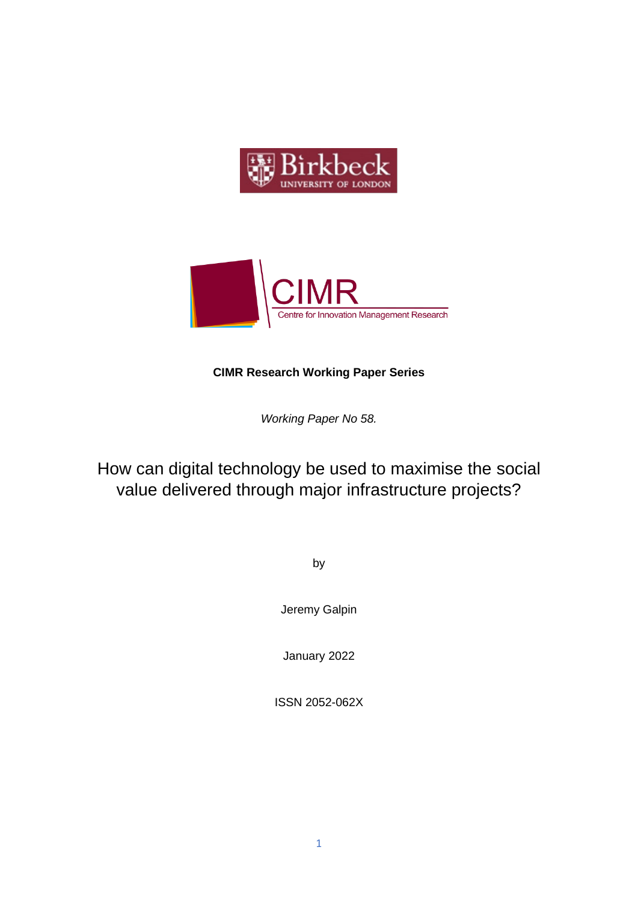**CIMR Research Working Paper Series**

*Working Paper No 58.*

# How can digital technology be used to maximise the social value delivered through major infrastructure projects?

by

Jeremy Galpin

January 2022

ISSN 2052-062X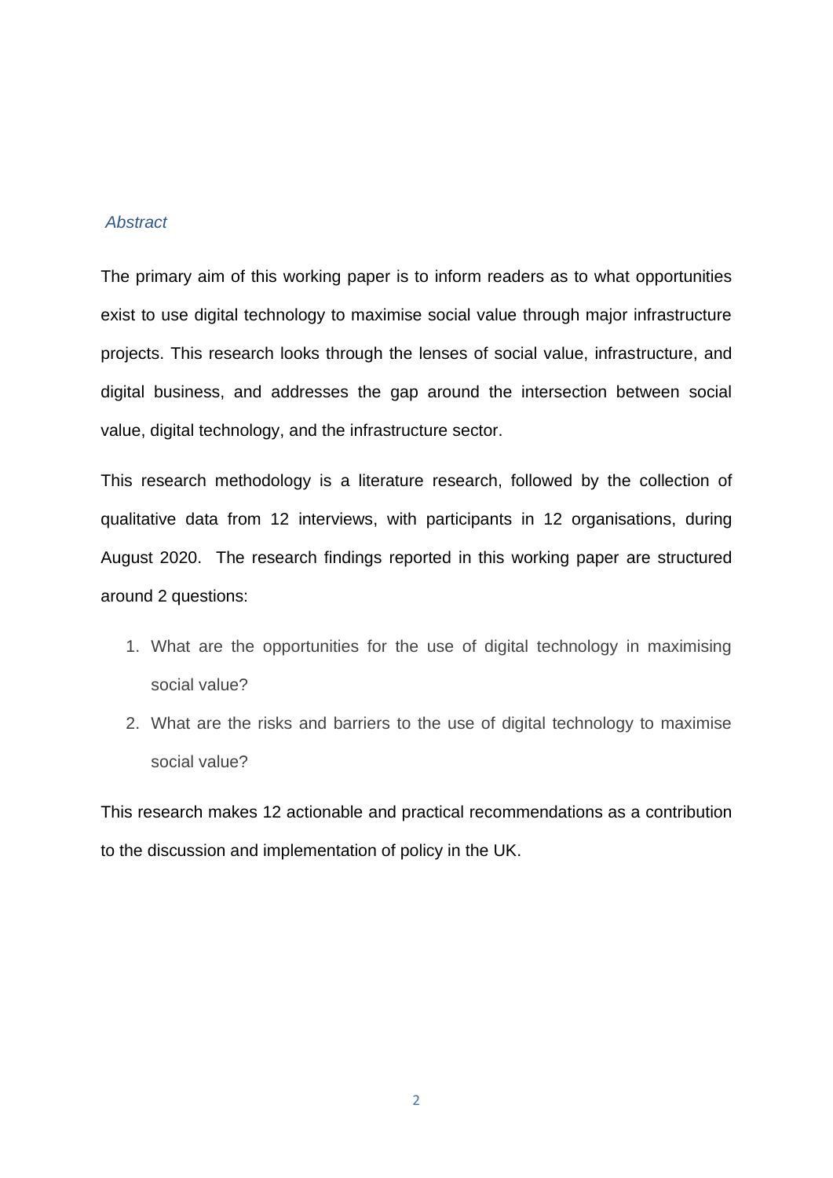## *Abstract*

The primary aim of this working paper is to inform readers as to what opportunities exist to use digital technology to maximise social value through major infrastructure projects. This research looks through the lenses of social value, infrastructure, and digital business, and addresses the gap around the intersection between social value, digital technology, and the infrastructure sector.

This research methodology is a literature research, followed by the collection of qualitative data from 12 interviews, with participants in 12 organisations, during August 2020. The research findings reported in this working paper are structured around 2 questions:

1. What are the opportunities for the use of digital technology in maximising social value?
2. What are the risks and barriers to the use of digital technology to maximise social value?

This research makes 12 actionable and practical recommendations as a contribution to the discussion and implementation of policy in the UK.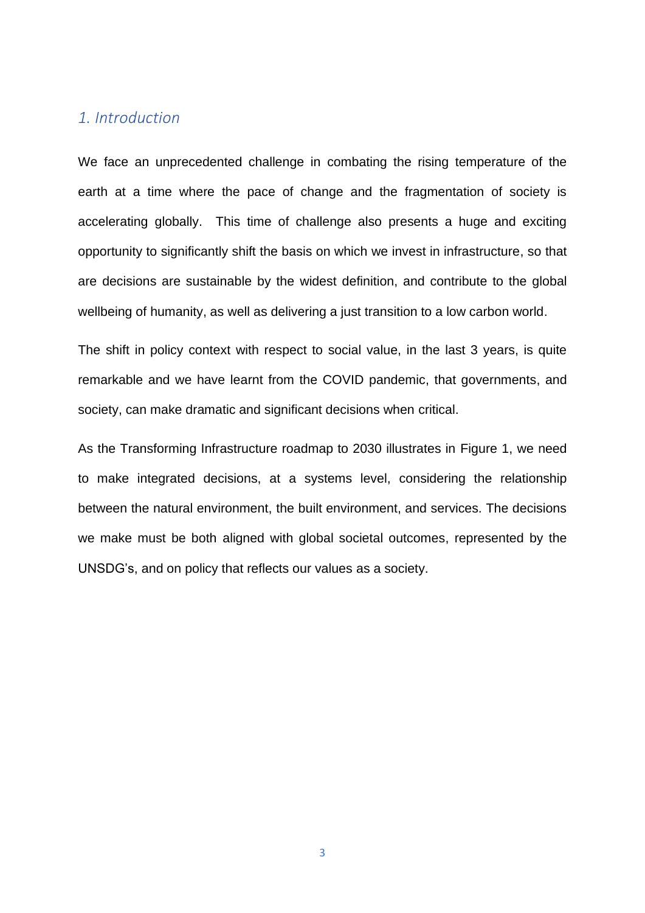## *1. Introduction*

We face an unprecedented challenge in combating the rising temperature of the earth at a time where the pace of change and the fragmentation of society is accelerating globally. This time of challenge also presents a huge and exciting opportunity to significantly shift the basis on which we invest in infrastructure, so that are decisions are sustainable by the widest definition, and contribute to the global wellbeing of humanity, as well as delivering a just transition to a low carbon world.

The shift in policy context with respect to social value, in the last 3 years, is quite remarkable and we have learnt from the COVID pandemic, that governments, and society, can make dramatic and significant decisions when critical.

As the Transforming Infrastructure roadmap to 2030 illustrates in Figure 1, we need to make integrated decisions, at a systems level, considering the relationship between the natural environment, the built environment, and services. The decisions we make must be both aligned with global societal outcomes, represented by the UNSDG's, and on policy that reflects our values as a society.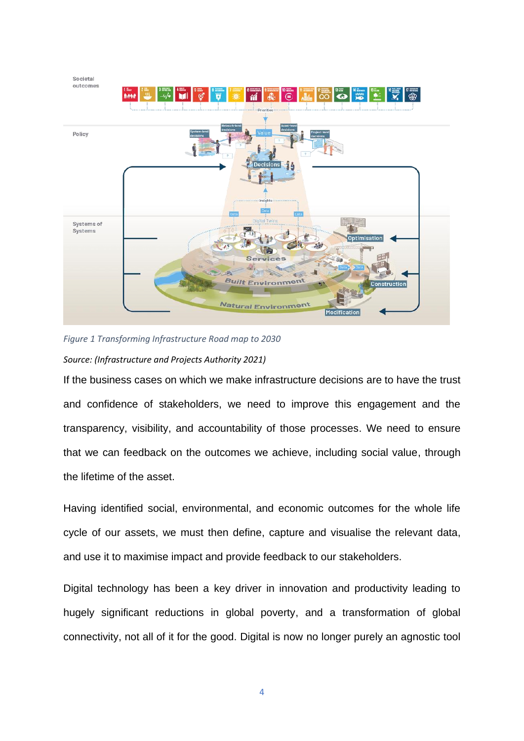*Figure 1 Transforming Infrastructure Road map to 2030*

*Source: (Infrastructure and Projects Authority 2021)*

If the business cases on which we make infrastructure decisions are to have the trust and confidence of stakeholders, we need to improve this engagement and the transparency, visibility, and accountability of those processes. We need to ensure that we can feedback on the outcomes we achieve, including social value, through the lifetime of the asset.

Having identified social, environmental, and economic outcomes for the whole life cycle of our assets, we must then define, capture and visualise the relevant data, and use it to maximise impact and provide feedback to our stakeholders.

Digital technology has been a key driver in innovation and productivity leading to hugely significant reductions in global poverty, and a transformation of global connectivity, not all of it for the good. Digital is now no longer purely an agnostic tool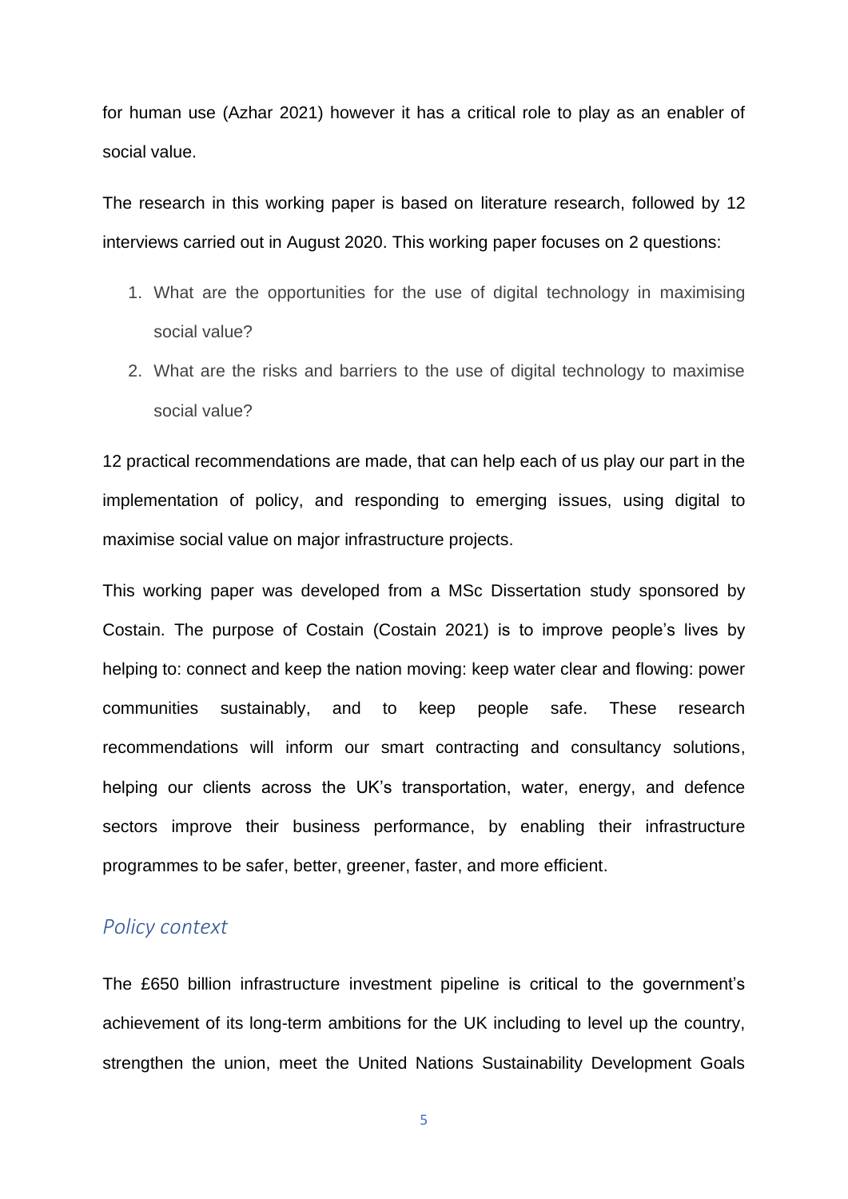for human use (Azhar 2021) however it has a critical role to play as an enabler of social value.

The research in this working paper is based on literature research, followed by 12 interviews carried out in August 2020. This working paper focuses on 2 questions:

1. What are the opportunities for the use of digital technology in maximising social value?
2. What are the risks and barriers to the use of digital technology to maximise social value?

12 practical recommendations are made, that can help each of us play our part in the implementation of policy, and responding to emerging issues, using digital to maximise social value on major infrastructure projects.

This working paper was developed from a MSc Dissertation study sponsored by Costain. The purpose of Costain (Costain 2021) is to improve people's lives by helping to: connect and keep the nation moving: keep water clear and flowing: power communities sustainably, and to keep people safe. These research recommendations will inform our smart contracting and consultancy solutions, helping our clients across the UK's transportation, water, energy, and defence sectors improve their business performance, by enabling their infrastructure programmes to be safer, better, greener, faster, and more efficient.

## *Policy context*

The £650 billion infrastructure investment pipeline is critical to the government's achievement of its long-term ambitions for the UK including to level up the country, strengthen the union, meet the United Nations Sustainability Development Goals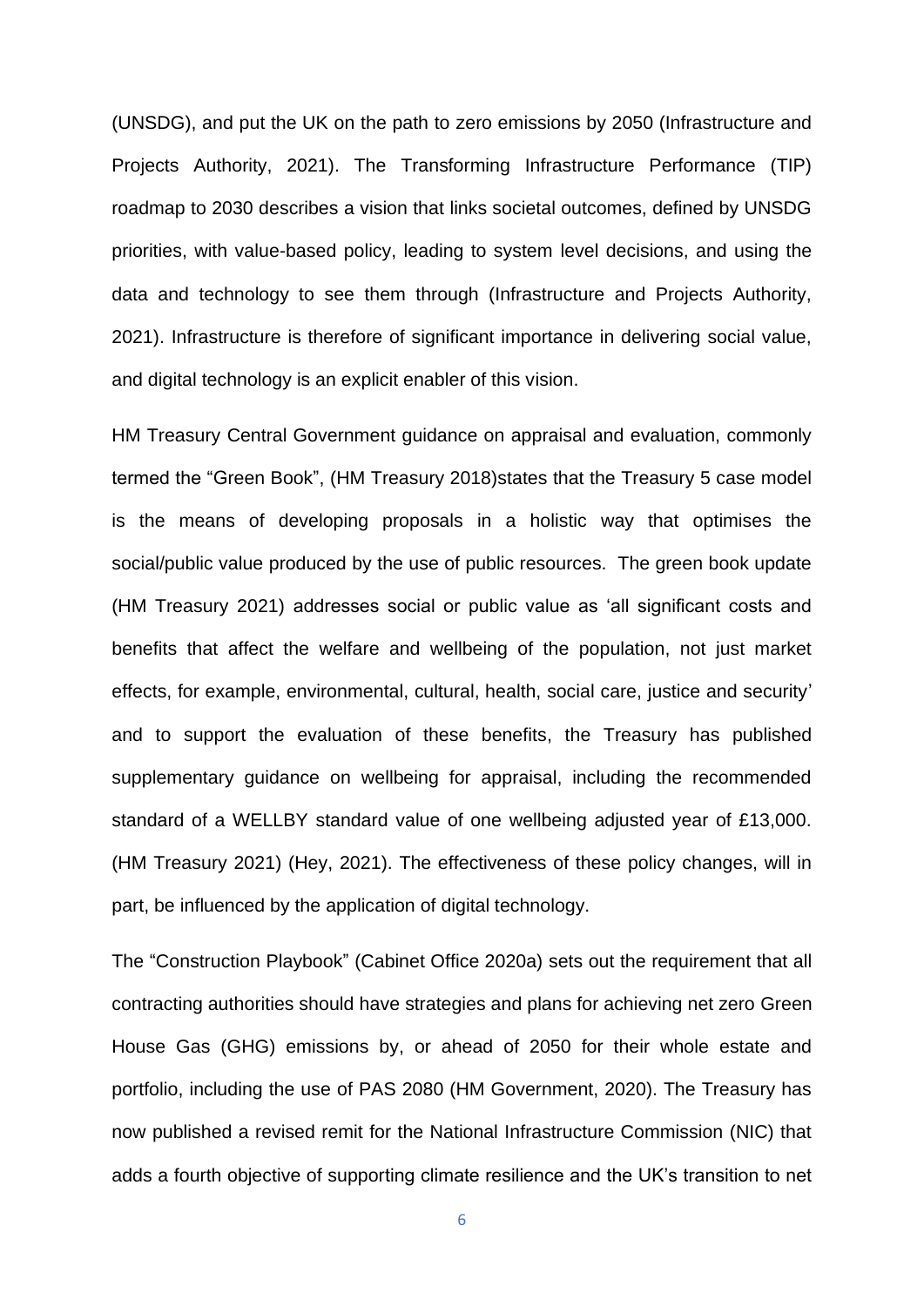(UNSDG), and put the UK on the path to zero emissions by 2050 (Infrastructure and Projects Authority, 2021). The Transforming Infrastructure Performance (TIP) roadmap to 2030 describes a vision that links societal outcomes, defined by UNSDG priorities, with value-based policy, leading to system level decisions, and using the data and technology to see them through (Infrastructure and Projects Authority, 2021). Infrastructure is therefore of significant importance in delivering social value, and digital technology is an explicit enabler of this vision.

HM Treasury Central Government guidance on appraisal and evaluation, commonly termed the "Green Book", (HM Treasury 2018)states that the Treasury 5 case model is the means of developing proposals in a holistic way that optimises the social/public value produced by the use of public resources. The green book update (HM Treasury 2021) addresses social or public value as 'all significant costs and benefits that affect the welfare and wellbeing of the population, not just market effects, for example, environmental, cultural, health, social care, justice and security' and to support the evaluation of these benefits, the Treasury has published supplementary guidance on wellbeing for appraisal, including the recommended standard of a WELLBY standard value of one wellbeing adjusted year of £13,000. (HM Treasury 2021) (Hey, 2021). The effectiveness of these policy changes, will in part, be influenced by the application of digital technology.

The "Construction Playbook" (Cabinet Office 2020a) sets out the requirement that all contracting authorities should have strategies and plans for achieving net zero Green House Gas (GHG) emissions by, or ahead of 2050 for their whole estate and portfolio, including the use of PAS 2080 (HM Government, 2020). The Treasury has now published a revised remit for the National Infrastructure Commission (NIC) that adds a fourth objective of supporting climate resilience and the UK's transition to net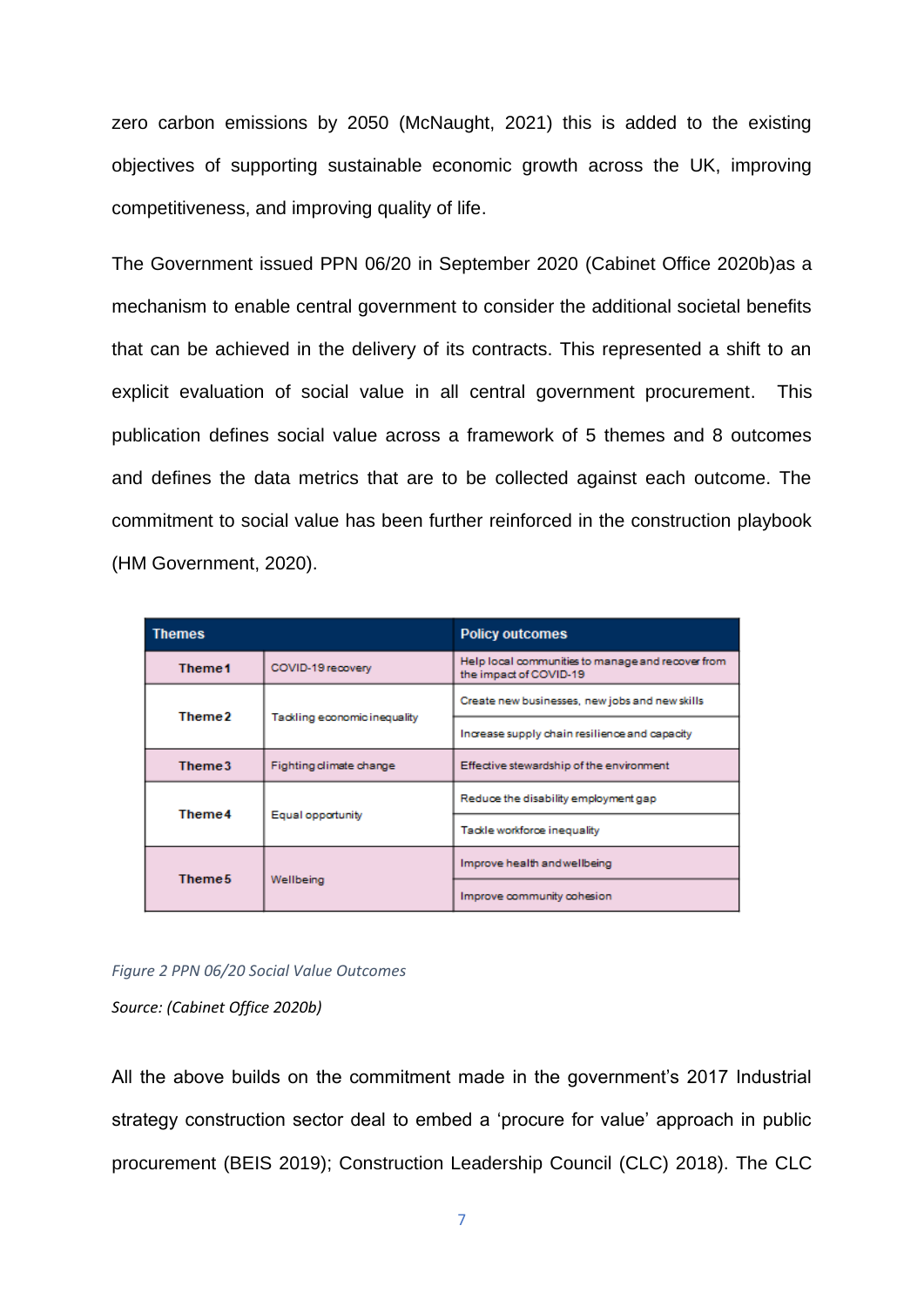zero carbon emissions by 2050 (McNaught, 2021) this is added to the existing objectives of supporting sustainable economic growth across the UK, improving competitiveness, and improving quality of life.

The Government issued PPN 06/20 in September 2020 (Cabinet Office 2020b)as a mechanism to enable central government to consider the additional societal benefits that can be achieved in the delivery of its contracts. This represented a shift to an explicit evaluation of social value in all central government procurement. This publication defines social value across a framework of 5 themes and 8 outcomes and defines the data metrics that are to be collected against each outcome. The commitment to social value has been further reinforced in the construction playbook (HM Government, 2020).

| Themes | | Policy outcomes |
|---|---|---|
| Theme 1 | COVID-19 recovery | Help local communities to manage and recover from the impact of COVID-19 |
| Theme 2 | Tackling economic inequality | Create new businesses, new jobs and new skills |
| | | Increase supply chain resilience and capacity |
| Theme 3 | Fighting climate change | Effective stewardship of the environment |
| Theme 4 | Equal opportunity | Reduce the disability employment gap |
| | | Tackle workforce inequality |
| Theme 5 | Wellbeing | Improve health and wellbeing |
| | | Improve community cohesion |

*Figure 2 PPN 06/20 Social Value Outcomes*

*Source: (Cabinet Office 2020b)*

All the above builds on the commitment made in the government's 2017 Industrial strategy construction sector deal to embed a 'procure for value' approach in public procurement (BEIS 2019); Construction Leadership Council (CLC) 2018). The CLC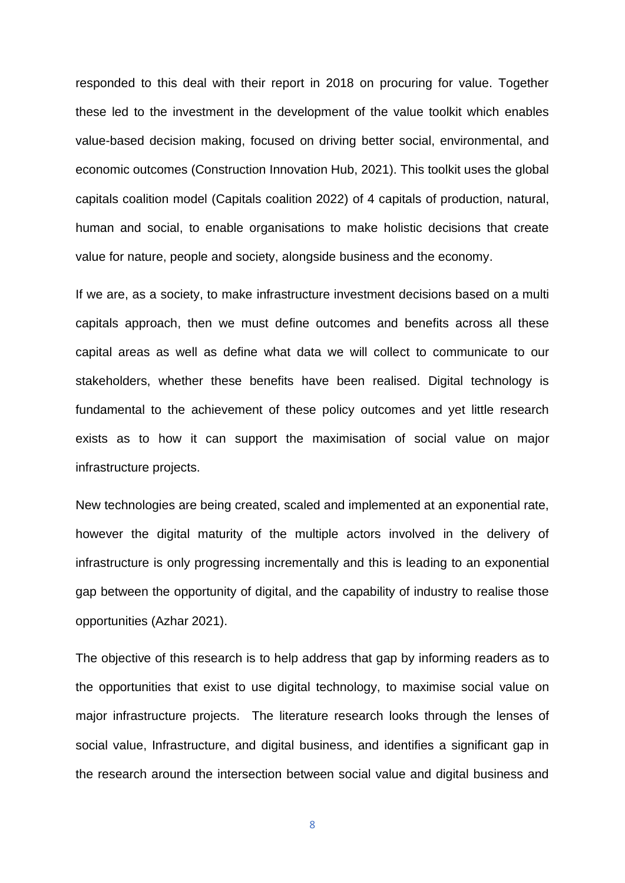responded to this deal with their report in 2018 on procuring for value. Together these led to the investment in the development of the value toolkit which enables value-based decision making, focused on driving better social, environmental, and economic outcomes (Construction Innovation Hub, 2021). This toolkit uses the global capitals coalition model (Capitals coalition 2022) of 4 capitals of production, natural, human and social, to enable organisations to make holistic decisions that create value for nature, people and society, alongside business and the economy.

If we are, as a society, to make infrastructure investment decisions based on a multi capitals approach, then we must define outcomes and benefits across all these capital areas as well as define what data we will collect to communicate to our stakeholders, whether these benefits have been realised. Digital technology is fundamental to the achievement of these policy outcomes and yet little research exists as to how it can support the maximisation of social value on major infrastructure projects.

New technologies are being created, scaled and implemented at an exponential rate, however the digital maturity of the multiple actors involved in the delivery of infrastructure is only progressing incrementally and this is leading to an exponential gap between the opportunity of digital, and the capability of industry to realise those opportunities (Azhar 2021).

The objective of this research is to help address that gap by informing readers as to the opportunities that exist to use digital technology, to maximise social value on major infrastructure projects. The literature research looks through the lenses of social value, Infrastructure, and digital business, and identifies a significant gap in the research around the intersection between social value and digital business and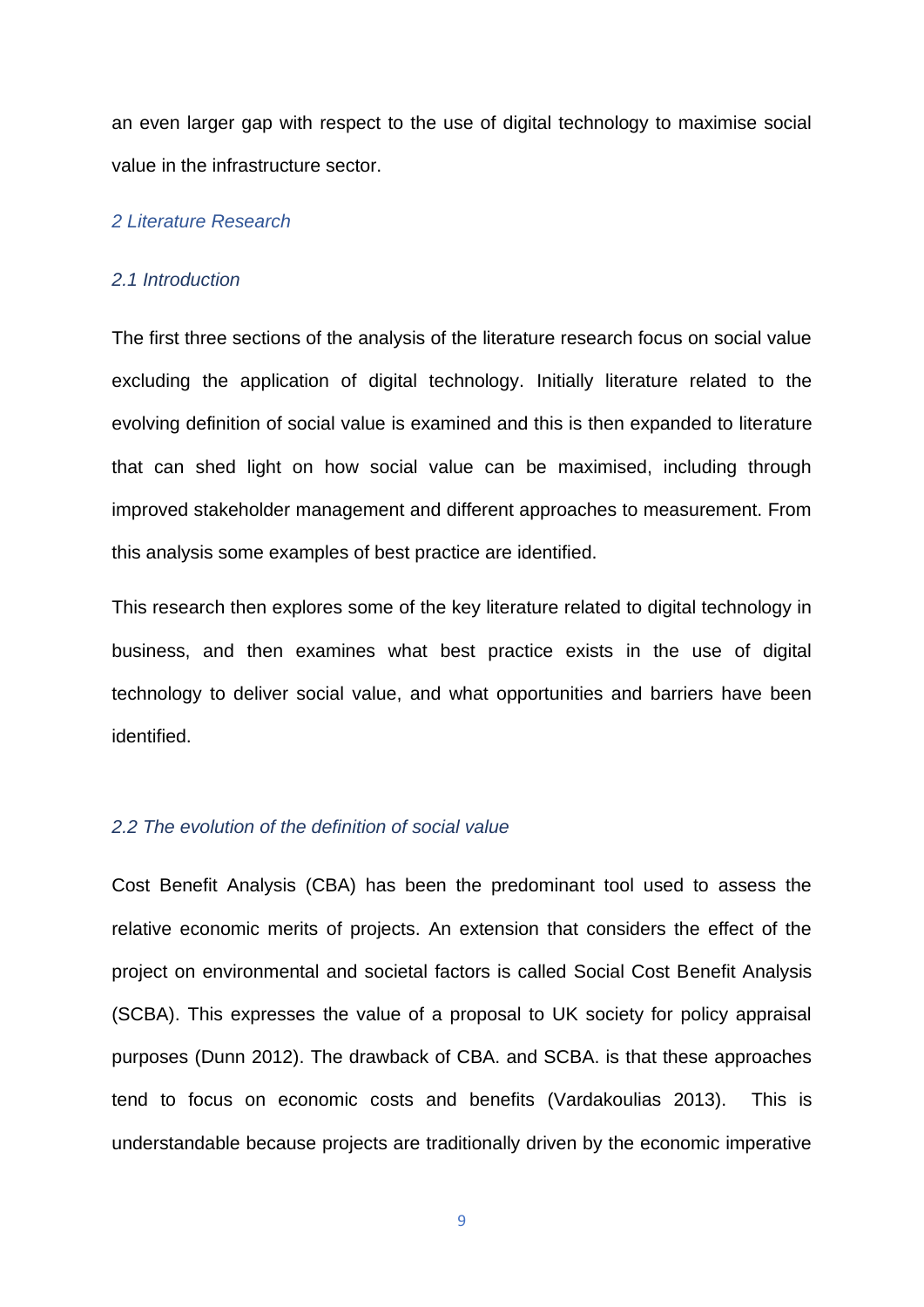an even larger gap with respect to the use of digital technology to maximise social value in the infrastructure sector.

## *2 Literature Research*

### *2.1 Introduction*

The first three sections of the analysis of the literature research focus on social value excluding the application of digital technology. Initially literature related to the evolving definition of social value is examined and this is then expanded to literature that can shed light on how social value can be maximised, including through improved stakeholder management and different approaches to measurement. From this analysis some examples of best practice are identified.

This research then explores some of the key literature related to digital technology in business, and then examines what best practice exists in the use of digital technology to deliver social value, and what opportunities and barriers have been identified.

### *2.2 The evolution of the definition of social value*

Cost Benefit Analysis (CBA) has been the predominant tool used to assess the relative economic merits of projects. An extension that considers the effect of the project on environmental and societal factors is called Social Cost Benefit Analysis (SCBA). This expresses the value of a proposal to UK society for policy appraisal purposes (Dunn 2012). The drawback of CBA. and SCBA. is that these approaches tend to focus on economic costs and benefits (Vardakoulias 2013). This is understandable because projects are traditionally driven by the economic imperative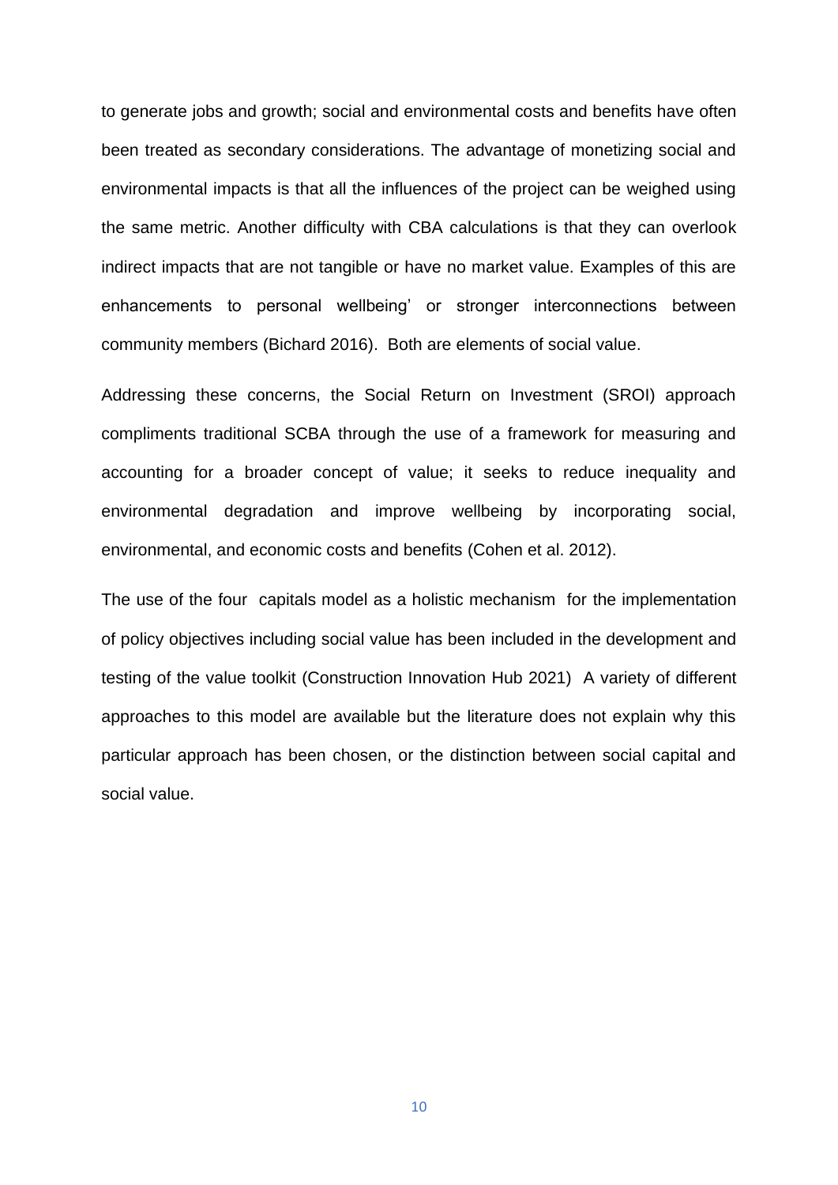to generate jobs and growth; social and environmental costs and benefits have often been treated as secondary considerations. The advantage of monetizing social and environmental impacts is that all the influences of the project can be weighed using the same metric. Another difficulty with CBA calculations is that they can overlook indirect impacts that are not tangible or have no market value. Examples of this are enhancements to personal wellbeing' or stronger interconnections between community members (Bichard 2016). Both are elements of social value.

Addressing these concerns, the Social Return on Investment (SROI) approach compliments traditional SCBA through the use of a framework for measuring and accounting for a broader concept of value; it seeks to reduce inequality and environmental degradation and improve wellbeing by incorporating social, environmental, and economic costs and benefits (Cohen et al. 2012).

The use of the four capitals model as a holistic mechanism for the implementation of policy objectives including social value has been included in the development and testing of the value toolkit (Construction Innovation Hub 2021) A variety of different approaches to this model are available but the literature does not explain why this particular approach has been chosen, or the distinction between social capital and social value.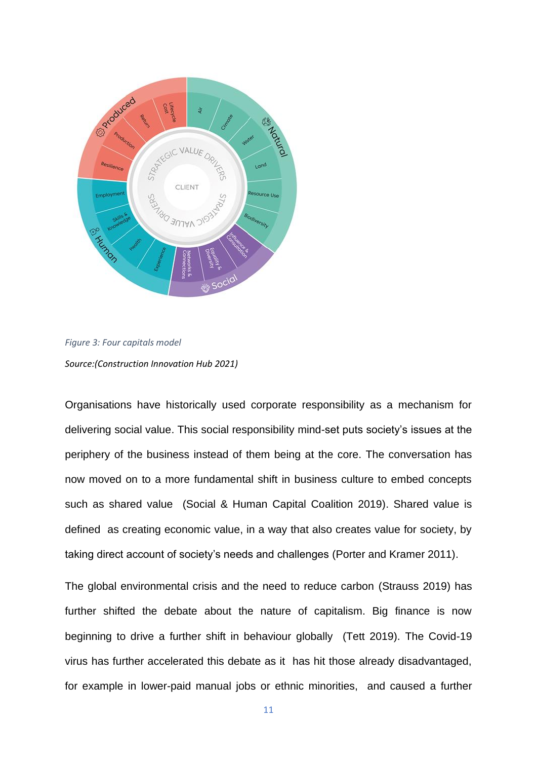*Figure 3: Four capitals model*

*Source:(Construction Innovation Hub 2021)*

Organisations have historically used corporate responsibility as a mechanism for delivering social value. This social responsibility mind-set puts society's issues at the periphery of the business instead of them being at the core. The conversation has now moved on to a more fundamental shift in business culture to embed concepts such as shared value (Social & Human Capital Coalition 2019). Shared value is defined as creating economic value, in a way that also creates value for society, by taking direct account of society's needs and challenges (Porter and Kramer 2011).

The global environmental crisis and the need to reduce carbon (Strauss 2019) has further shifted the debate about the nature of capitalism. Big finance is now beginning to drive a further shift in behaviour globally (Tett 2019). The Covid-19 virus has further accelerated this debate as it has hit those already disadvantaged, for example in lower-paid manual jobs or ethnic minorities, and caused a further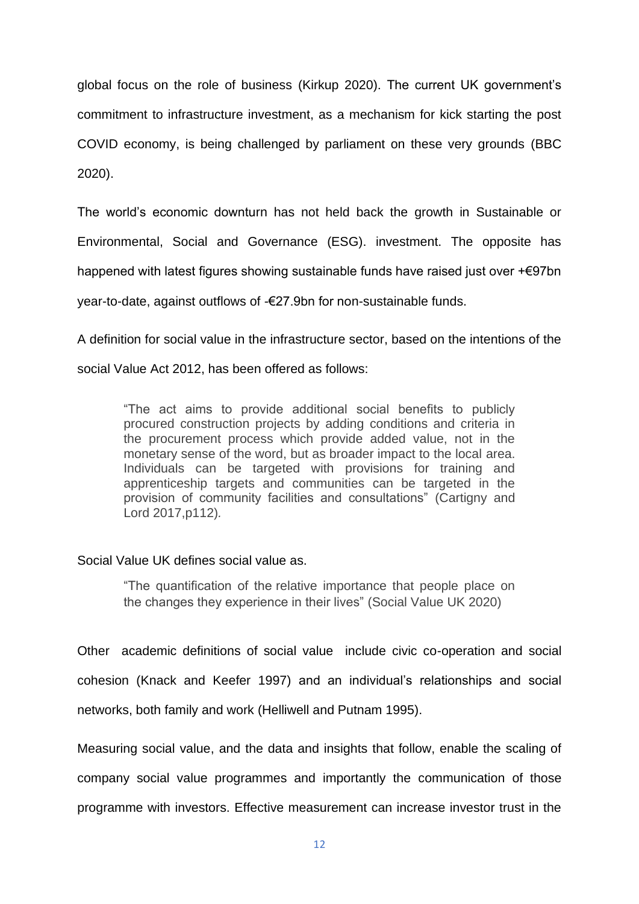global focus on the role of business (Kirkup 2020). The current UK government's commitment to infrastructure investment, as a mechanism for kick starting the post COVID economy, is being challenged by parliament on these very grounds (BBC 2020).

The world's economic downturn has not held back the growth in Sustainable or Environmental, Social and Governance (ESG). investment. The opposite has happened with latest figures showing sustainable funds have raised just over +€97bn year-to-date, against outflows of -€27.9bn for non-sustainable funds.

A definition for social value in the infrastructure sector, based on the intentions of the social Value Act 2012, has been offered as follows:

> "The act aims to provide additional social benefits to publicly procured construction projects by adding conditions and criteria in the procurement process which provide added value, not in the monetary sense of the word, but as broader impact to the local area. Individuals can be targeted with provisions for training and apprenticeship targets and communities can be targeted in the provision of community facilities and consultations" (Cartigny and Lord 2017,p112).

Social Value UK defines social value as.

> "The quantification of the relative importance that people place on the changes they experience in their lives" (Social Value UK 2020)

Other academic definitions of social value include civic co-operation and social cohesion (Knack and Keefer 1997) and an individual's relationships and social networks, both family and work (Helliwell and Putnam 1995).

Measuring social value, and the data and insights that follow, enable the scaling of company social value programmes and importantly the communication of those programme with investors. Effective measurement can increase investor trust in the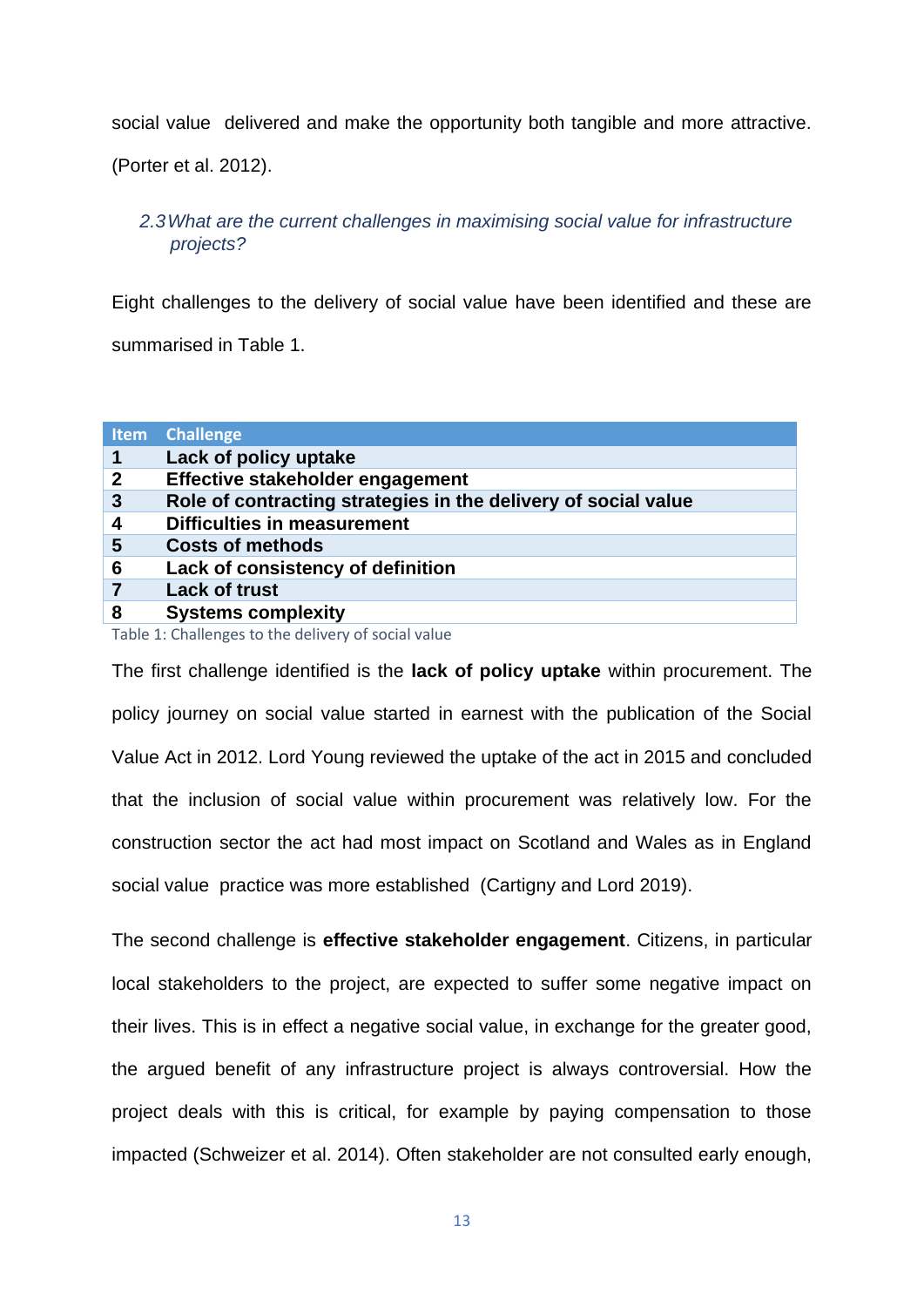social value  delivered and make the opportunity both tangible and more attractive. (Porter et al. 2012).

### *2.3 What are the current challenges in maximising social value for infrastructure projects?*

Eight challenges to the delivery of social value have been identified and these are summarised in Table 1.

| Item | Challenge |
|---|---|
| **1** | **Lack of policy uptake** |
| **2** | **Effective stakeholder engagement** |
| **3** | **Role of contracting strategies in the delivery of social value** |
| **4** | **Difficulties in measurement** |
| **5** | **Costs of methods** |
| **6** | **Lack of consistency of definition** |
| **7** | **Lack of trust** |
| **8** | **Systems complexity** |

Table 1: Challenges to the delivery of social value

The first challenge identified is the **lack of policy uptake** within procurement. The policy journey on social value started in earnest with the publication of the Social Value Act in 2012. Lord Young reviewed the uptake of the act in 2015 and concluded that the inclusion of social value within procurement was relatively low. For the construction sector the act had most impact on Scotland and Wales as in England social value  practice was more established  (Cartigny and Lord 2019).

The second challenge is **effective stakeholder engagement**. Citizens, in particular local stakeholders to the project, are expected to suffer some negative impact on their lives. This is in effect a negative social value, in exchange for the greater good, the argued benefit of any infrastructure project is always controversial. How the project deals with this is critical, for example by paying compensation to those impacted (Schweizer et al. 2014). Often stakeholder are not consulted early enough,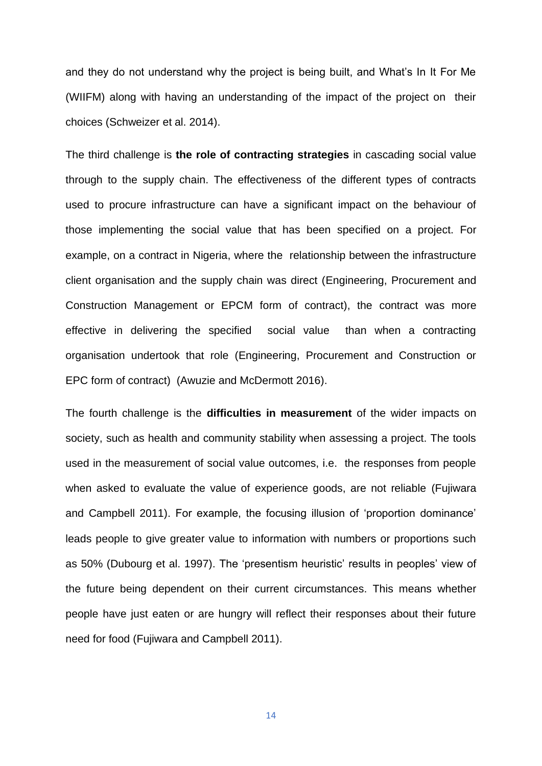and they do not understand why the project is being built, and What's In It For Me (WIIFM) along with having an understanding of the impact of the project on their choices (Schweizer et al. 2014).

The third challenge is **the role of contracting strategies** in cascading social value through to the supply chain. The effectiveness of the different types of contracts used to procure infrastructure can have a significant impact on the behaviour of those implementing the social value that has been specified on a project. For example, on a contract in Nigeria, where the relationship between the infrastructure client organisation and the supply chain was direct (Engineering, Procurement and Construction Management or EPCM form of contract), the contract was more effective in delivering the specified social value than when a contracting organisation undertook that role (Engineering, Procurement and Construction or EPC form of contract) (Awuzie and McDermott 2016).

The fourth challenge is the **difficulties in measurement** of the wider impacts on society, such as health and community stability when assessing a project. The tools used in the measurement of social value outcomes, i.e. the responses from people when asked to evaluate the value of experience goods, are not reliable (Fujiwara and Campbell 2011). For example, the focusing illusion of 'proportion dominance' leads people to give greater value to information with numbers or proportions such as 50% (Dubourg et al. 1997). The 'presentism heuristic' results in peoples' view of the future being dependent on their current circumstances. This means whether people have just eaten or are hungry will reflect their responses about their future need for food (Fujiwara and Campbell 2011).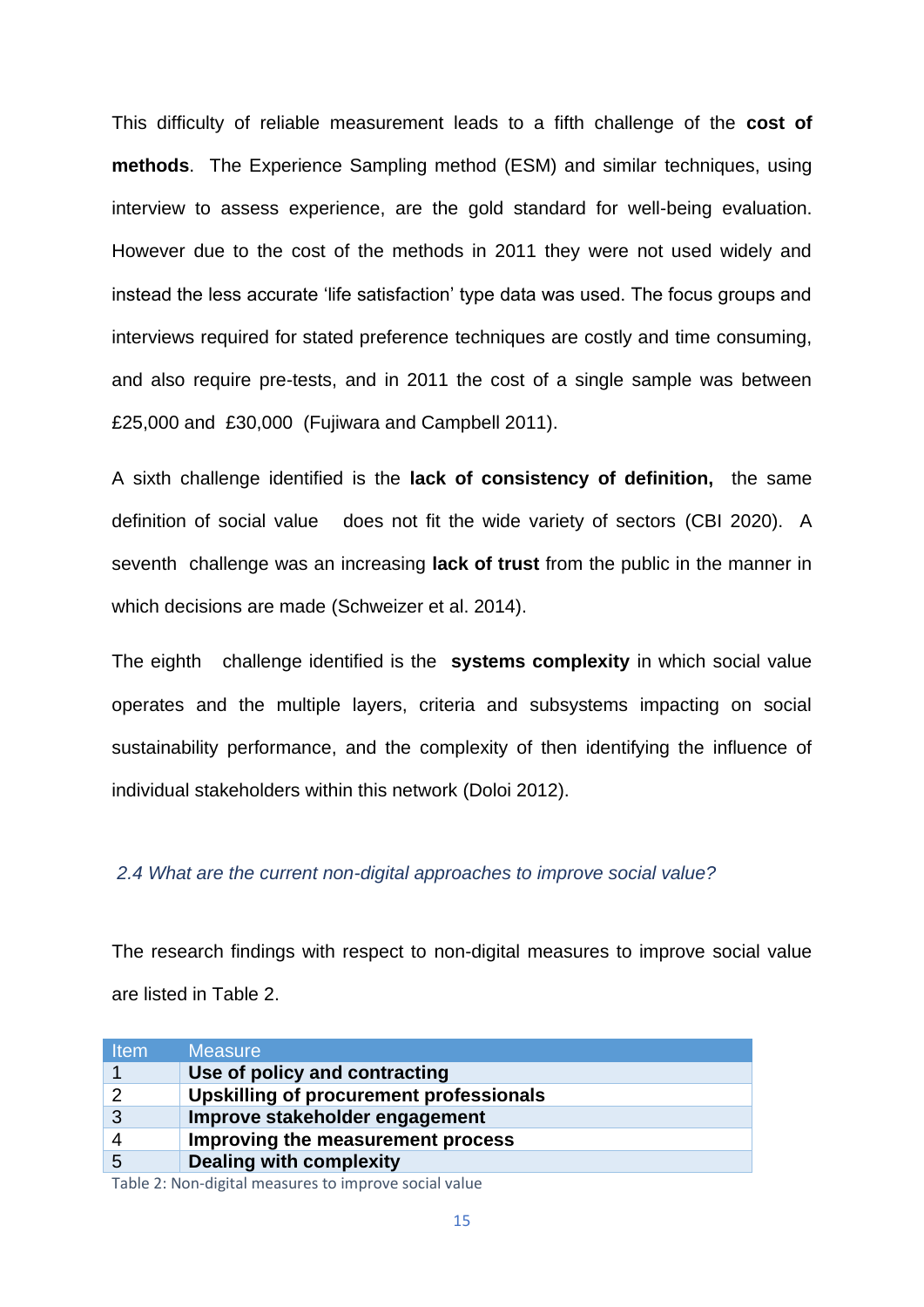This difficulty of reliable measurement leads to a fifth challenge of the **cost of methods**. The Experience Sampling method (ESM) and similar techniques, using interview to assess experience, are the gold standard for well-being evaluation. However due to the cost of the methods in 2011 they were not used widely and instead the less accurate 'life satisfaction' type data was used. The focus groups and interviews required for stated preference techniques are costly and time consuming, and also require pre-tests, and in 2011 the cost of a single sample was between £25,000 and £30,000 (Fujiwara and Campbell 2011).

A sixth challenge identified is the **lack of consistency of definition,** the same definition of social value does not fit the wide variety of sectors (CBI 2020). A seventh challenge was an increasing **lack of trust** from the public in the manner in which decisions are made (Schweizer et al. 2014).

The eighth challenge identified is the **systems complexity** in which social value operates and the multiple layers, criteria and subsystems impacting on social sustainability performance, and the complexity of then identifying the influence of individual stakeholders within this network (Doloi 2012).

### *2.4 What are the current non-digital approaches to improve social value?*

The research findings with respect to non-digital measures to improve social value are listed in Table 2.

| Item | Measure |
|---|---|
| 1 | **Use of policy and contracting** |
| 2 | **Upskilling of procurement professionals** |
| 3 | **Improve stakeholder engagement** |
| 4 | **Improving the measurement process** |
| 5 | **Dealing with complexity** |

Table 2: Non-digital measures to improve social value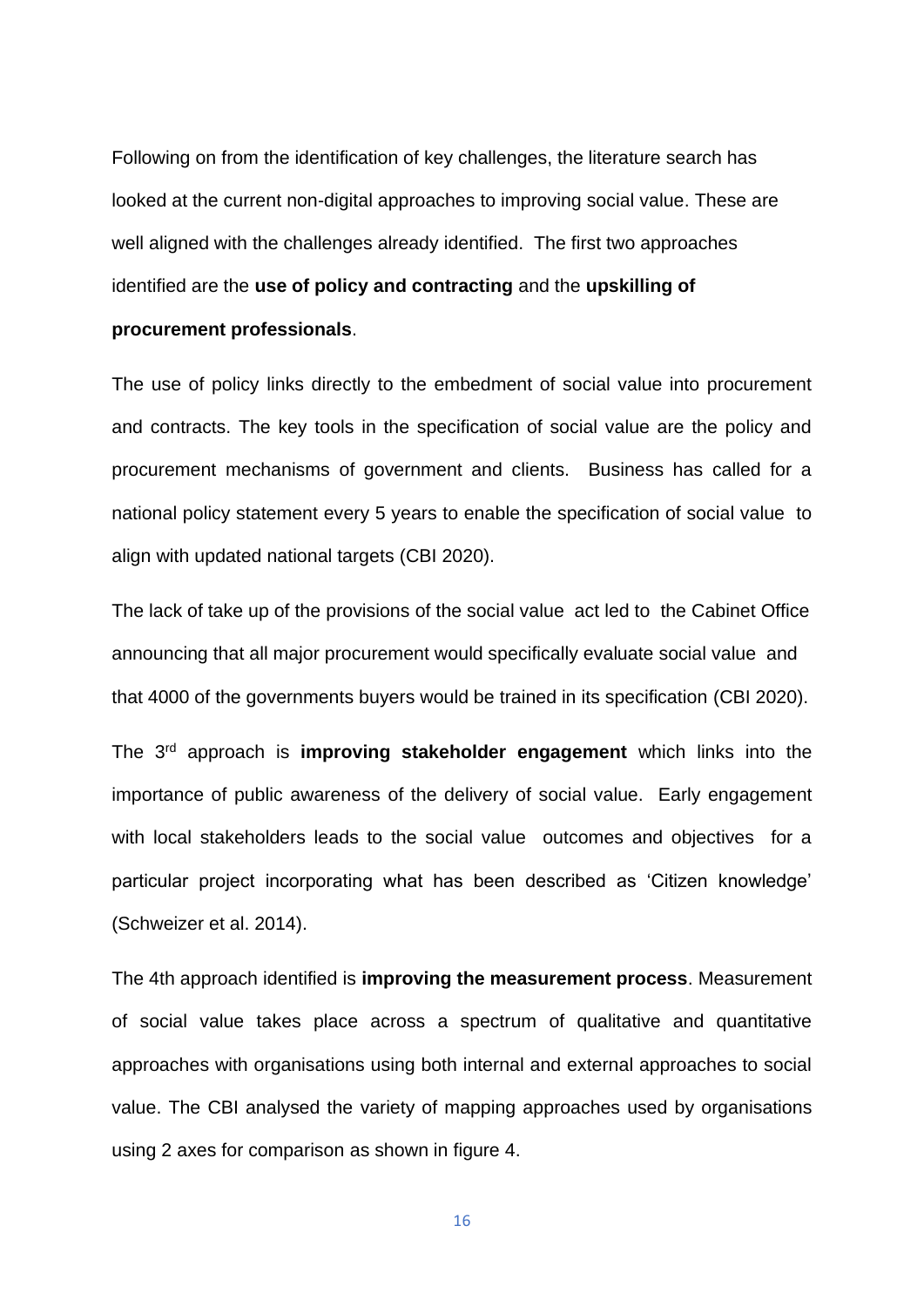Following on from the identification of key challenges, the literature search has looked at the current non-digital approaches to improving social value. These are well aligned with the challenges already identified. The first two approaches identified are the **use of policy and contracting** and the **upskilling of procurement professionals**.

The use of policy links directly to the embedment of social value into procurement and contracts. The key tools in the specification of social value are the policy and procurement mechanisms of government and clients. Business has called for a national policy statement every 5 years to enable the specification of social value to align with updated national targets (CBI 2020).

The lack of take up of the provisions of the social value act led to the Cabinet Office announcing that all major procurement would specifically evaluate social value and that 4000 of the governments buyers would be trained in its specification (CBI 2020).

The 3rd approach is **improving stakeholder engagement** which links into the importance of public awareness of the delivery of social value. Early engagement with local stakeholders leads to the social value outcomes and objectives for a particular project incorporating what has been described as 'Citizen knowledge' (Schweizer et al. 2014).

The 4th approach identified is **improving the measurement process**. Measurement of social value takes place across a spectrum of qualitative and quantitative approaches with organisations using both internal and external approaches to social value. The CBI analysed the variety of mapping approaches used by organisations using 2 axes for comparison as shown in figure 4.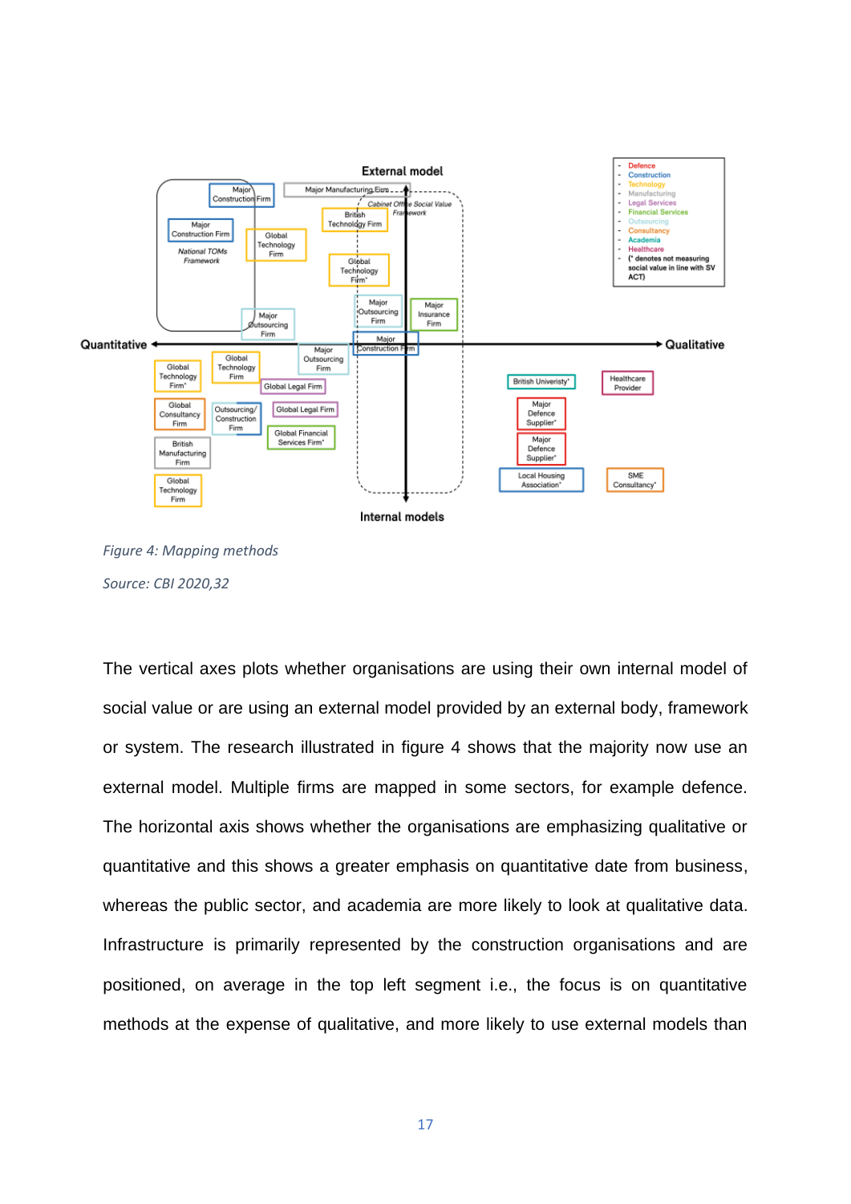*Figure 4: Mapping methods*

*Source: CBI 2020,32*

The vertical axes plots whether organisations are using their own internal model of social value or are using an external model provided by an external body, framework or system. The research illustrated in figure 4 shows that the majority now use an external model. Multiple firms are mapped in some sectors, for example defence. The horizontal axis shows whether the organisations are emphasizing qualitative or quantitative and this shows a greater emphasis on quantitative date from business, whereas the public sector, and academia are more likely to look at qualitative data. Infrastructure is primarily represented by the construction organisations and are positioned, on average in the top left segment i.e., the focus is on quantitative methods at the expense of qualitative, and more likely to use external models than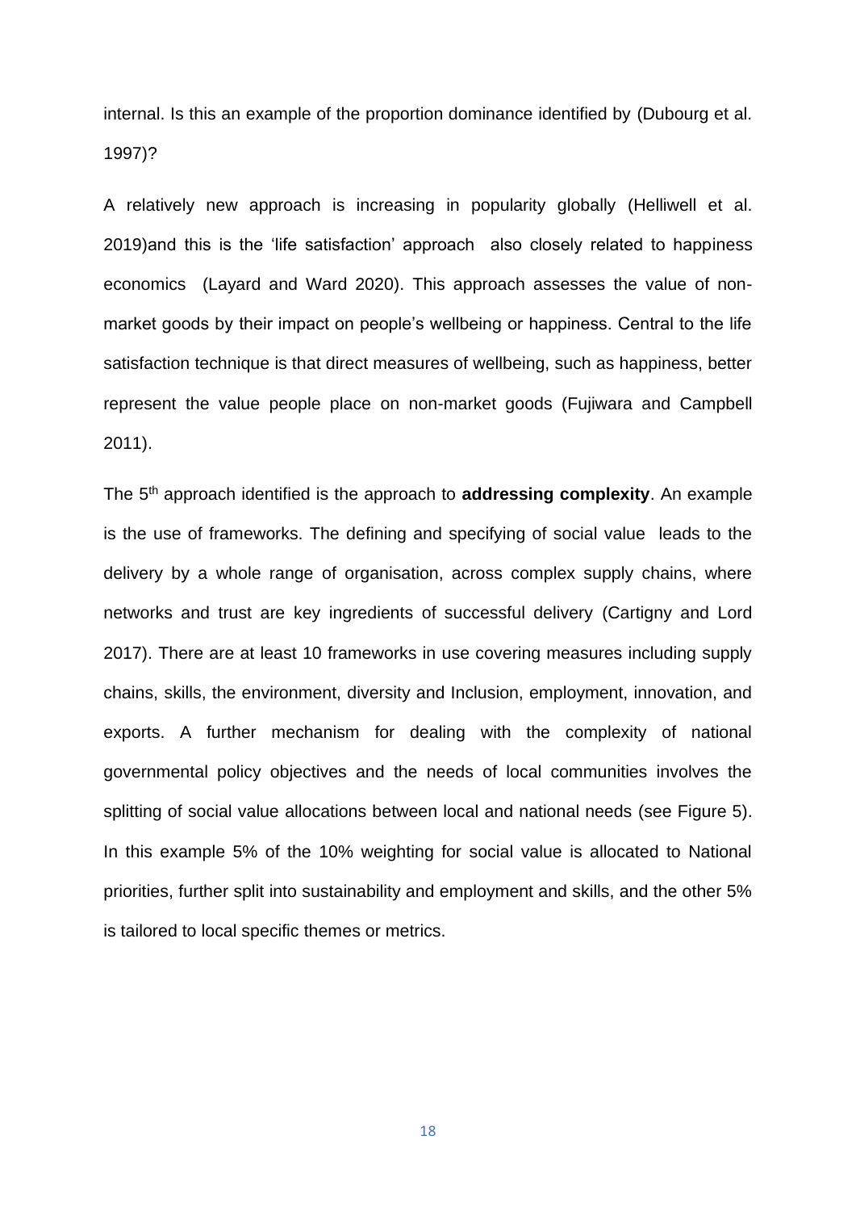internal. Is this an example of the proportion dominance identified by (Dubourg et al. 1997)?

A relatively new approach is increasing in popularity globally (Helliwell et al. 2019)and this is the 'life satisfaction' approach also closely related to happiness economics (Layard and Ward 2020). This approach assesses the value of non-market goods by their impact on people's wellbeing or happiness. Central to the life satisfaction technique is that direct measures of wellbeing, such as happiness, better represent the value people place on non-market goods (Fujiwara and Campbell 2011).

The 5th approach identified is the approach to **addressing complexity**. An example is the use of frameworks. The defining and specifying of social value leads to the delivery by a whole range of organisation, across complex supply chains, where networks and trust are key ingredients of successful delivery (Cartigny and Lord 2017). There are at least 10 frameworks in use covering measures including supply chains, skills, the environment, diversity and Inclusion, employment, innovation, and exports. A further mechanism for dealing with the complexity of national governmental policy objectives and the needs of local communities involves the splitting of social value allocations between local and national needs (see Figure 5). In this example 5% of the 10% weighting for social value is allocated to National priorities, further split into sustainability and employment and skills, and the other 5% is tailored to local specific themes or metrics.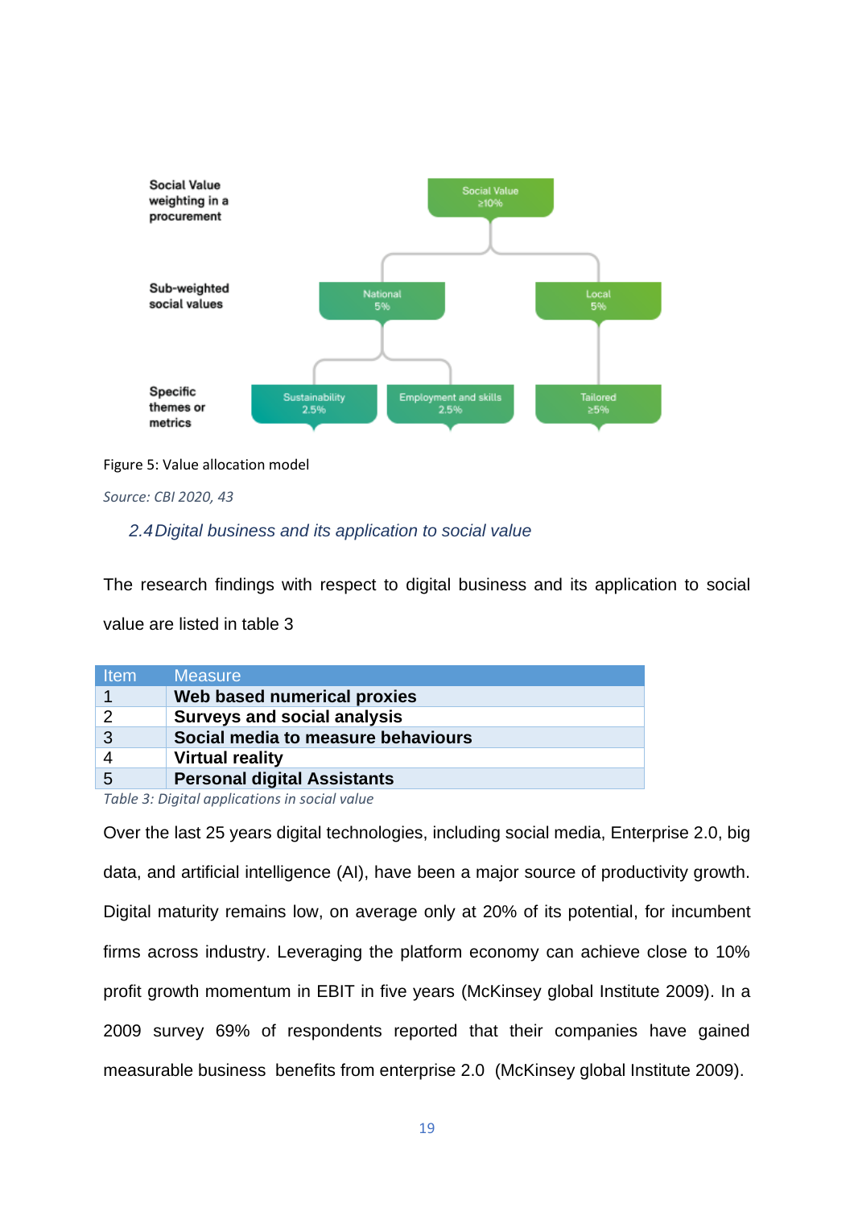Social Value weighting in a procurement

Sub-weighted social values

Specific themes or metrics

Social Value ≥10%

National 5%

Local 5%

Sustainability 2.5%

Employment and skills 2.5%

Tailored ≥5%

Figure 5: Value allocation model

*Source: CBI 2020, 43*

## 2.4 Digital business and its application to social value

The research findings with respect to digital business and its application to social value are listed in table 3

| Item | Measure |
|---|---|
| 1 | **Web based numerical proxies** |
| 2 | **Surveys and social analysis** |
| 3 | **Social media to measure behaviours** |
| 4 | **Virtual reality** |
| 5 | **Personal digital Assistants** |

*Table 3: Digital applications in social value*

Over the last 25 years digital technologies, including social media, Enterprise 2.0, big data, and artificial intelligence (AI), have been a major source of productivity growth. Digital maturity remains low, on average only at 20% of its potential, for incumbent firms across industry. Leveraging the platform economy can achieve close to 10% profit growth momentum in EBIT in five years (McKinsey global Institute 2009). In a 2009 survey 69% of respondents reported that their companies have gained measurable business benefits from enterprise 2.0 (McKinsey global Institute 2009).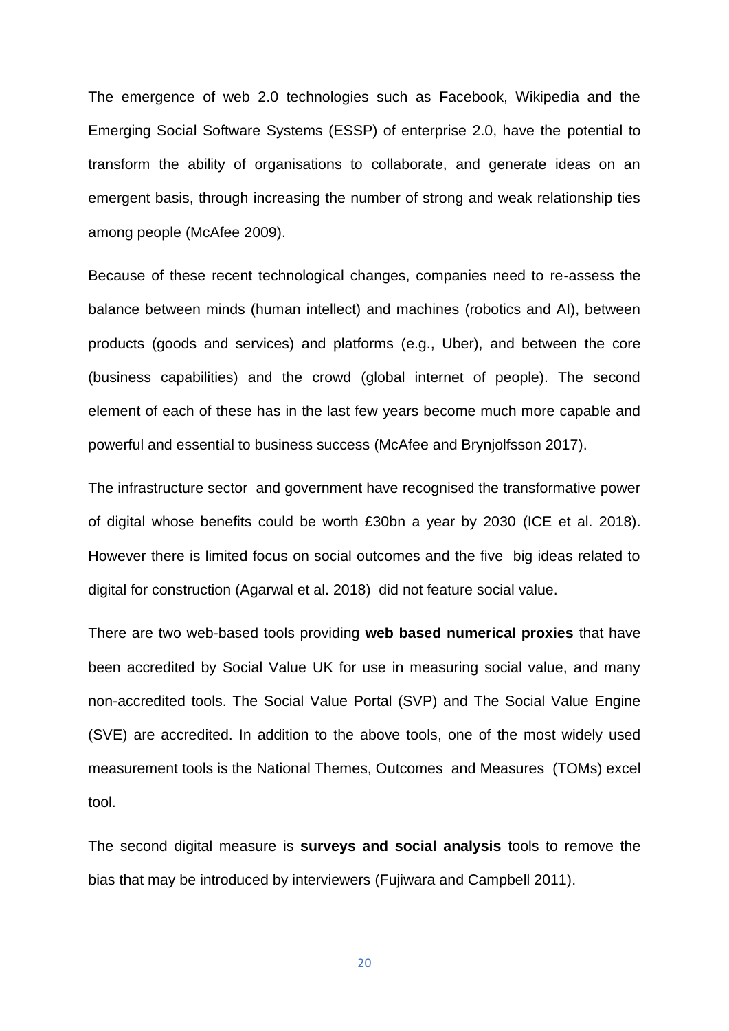The emergence of web 2.0 technologies such as Facebook, Wikipedia and the Emerging Social Software Systems (ESSP) of enterprise 2.0, have the potential to transform the ability of organisations to collaborate, and generate ideas on an emergent basis, through increasing the number of strong and weak relationship ties among people (McAfee 2009).

Because of these recent technological changes, companies need to re-assess the balance between minds (human intellect) and machines (robotics and AI), between products (goods and services) and platforms (e.g., Uber), and between the core (business capabilities) and the crowd (global internet of people). The second element of each of these has in the last few years become much more capable and powerful and essential to business success (McAfee and Brynjolfsson 2017).

The infrastructure sector and government have recognised the transformative power of digital whose benefits could be worth £30bn a year by 2030 (ICE et al. 2018). However there is limited focus on social outcomes and the five big ideas related to digital for construction (Agarwal et al. 2018) did not feature social value.

There are two web-based tools providing **web based numerical proxies** that have been accredited by Social Value UK for use in measuring social value, and many non-accredited tools. The Social Value Portal (SVP) and The Social Value Engine (SVE) are accredited. In addition to the above tools, one of the most widely used measurement tools is the National Themes, Outcomes and Measures (TOMs) excel tool.

The second digital measure is **surveys and social analysis** tools to remove the bias that may be introduced by interviewers (Fujiwara and Campbell 2011).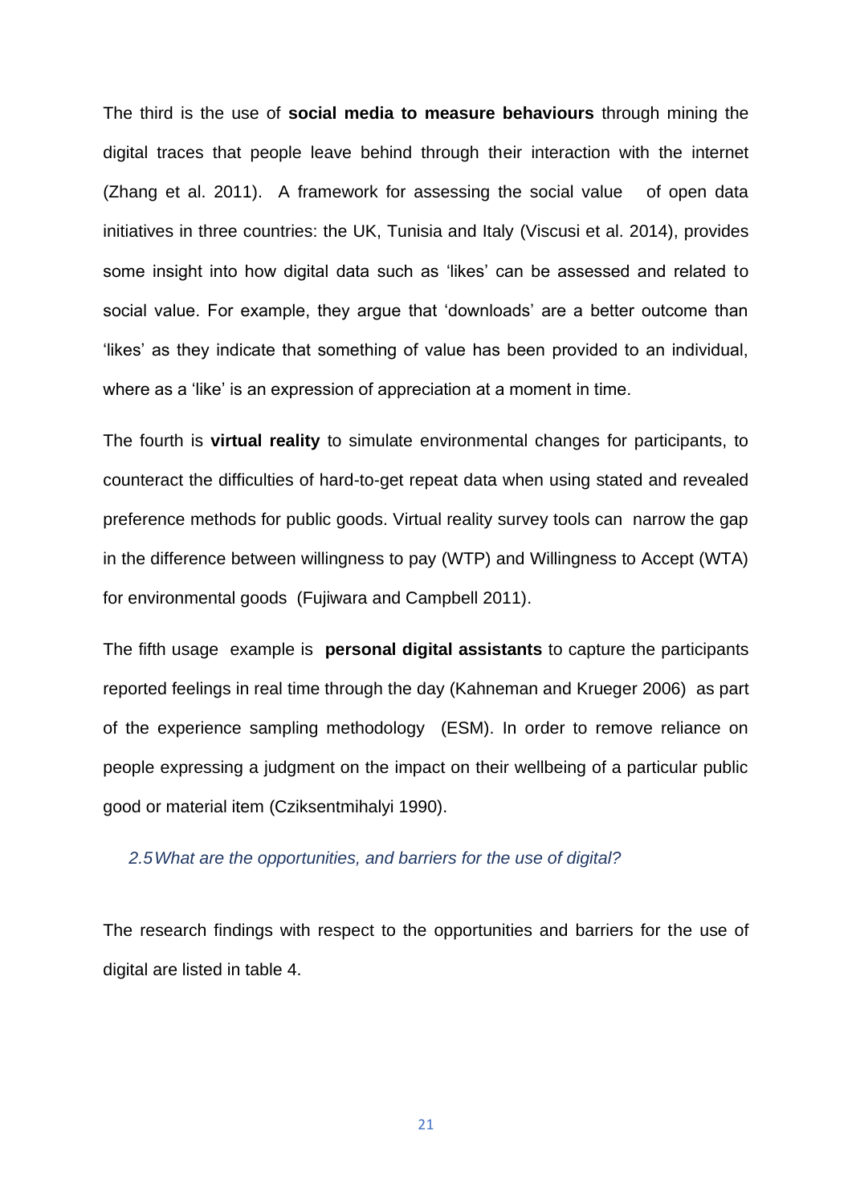The third is the use of **social media to measure behaviours** through mining the digital traces that people leave behind through their interaction with the internet (Zhang et al. 2011). A framework for assessing the social value of open data initiatives in three countries: the UK, Tunisia and Italy (Viscusi et al. 2014), provides some insight into how digital data such as 'likes' can be assessed and related to social value. For example, they argue that 'downloads' are a better outcome than 'likes' as they indicate that something of value has been provided to an individual, where as a 'like' is an expression of appreciation at a moment in time.

The fourth is **virtual reality** to simulate environmental changes for participants, to counteract the difficulties of hard-to-get repeat data when using stated and revealed preference methods for public goods. Virtual reality survey tools can narrow the gap in the difference between willingness to pay (WTP) and Willingness to Accept (WTA) for environmental goods (Fujiwara and Campbell 2011).

The fifth usage example is **personal digital assistants** to capture the participants reported feelings in real time through the day (Kahneman and Krueger 2006) as part of the experience sampling methodology (ESM). In order to remove reliance on people expressing a judgment on the impact on their wellbeing of a particular public good or material item (Cziksentmihalyi 1990).

### *2.5 What are the opportunities, and barriers for the use of digital?*

The research findings with respect to the opportunities and barriers for the use of digital are listed in table 4.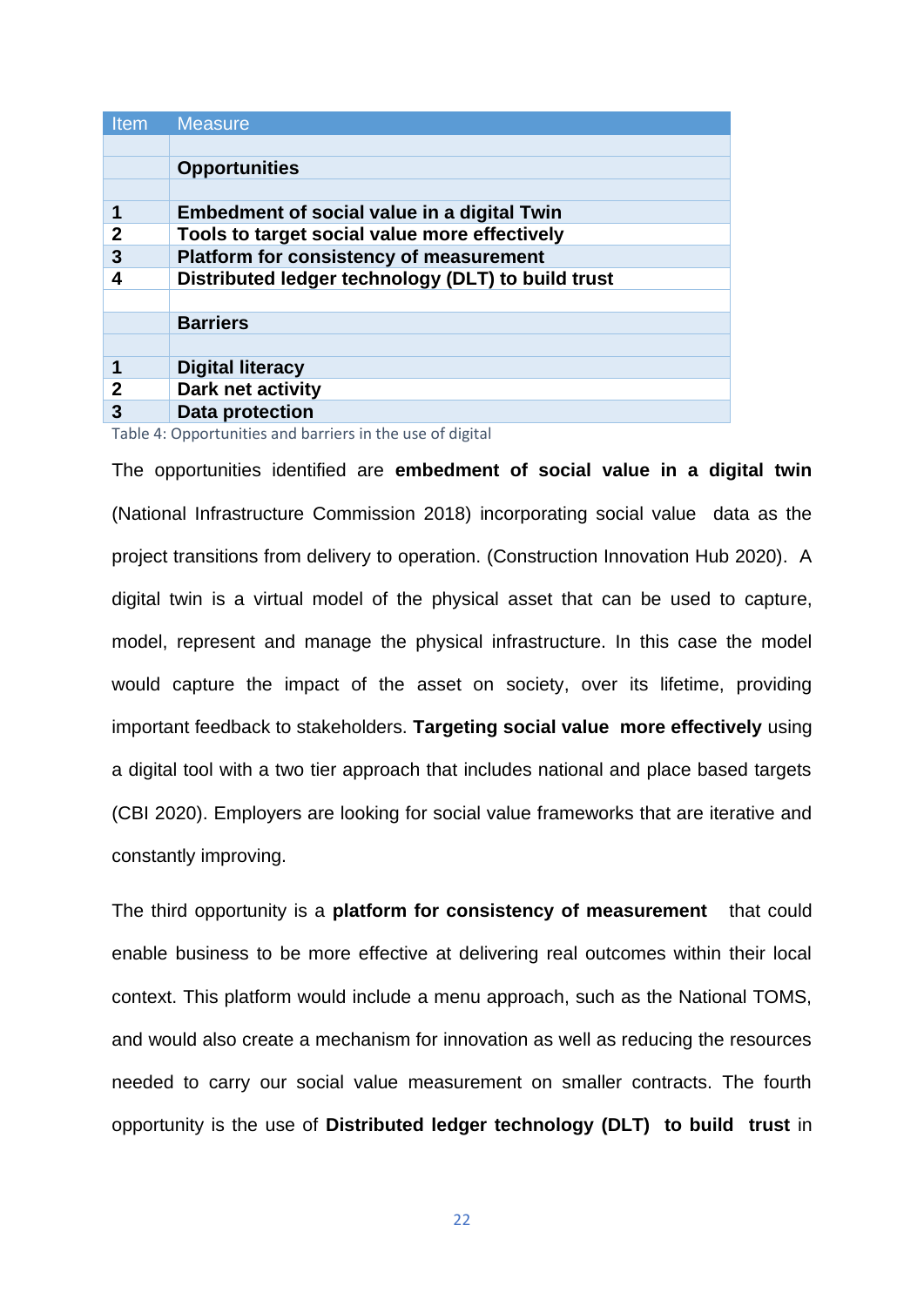| Item | Measure |
|---|---|
| | |
| | **Opportunities** |
| | |
| **1** | **Embedment of social value in a digital Twin** |
| **2** | **Tools to target social value more effectively** |
| **3** | **Platform for consistency of measurement** |
| **4** | **Distributed ledger technology (DLT) to build trust** |
| | |
| | **Barriers** |
| | |
| **1** | **Digital literacy** |
| **2** | **Dark net activity** |
| **3** | **Data protection** |

Table 4: Opportunities and barriers in the use of digital

The opportunities identified are **embedment of social value in a digital twin** (National Infrastructure Commission 2018) incorporating social value data as the project transitions from delivery to operation. (Construction Innovation Hub 2020). A digital twin is a virtual model of the physical asset that can be used to capture, model, represent and manage the physical infrastructure. In this case the model would capture the impact of the asset on society, over its lifetime, providing important feedback to stakeholders. **Targeting social value more effectively** using a digital tool with a two tier approach that includes national and place based targets (CBI 2020). Employers are looking for social value frameworks that are iterative and constantly improving.

The third opportunity is a **platform for consistency of measurement** that could enable business to be more effective at delivering real outcomes within their local context. This platform would include a menu approach, such as the National TOMS, and would also create a mechanism for innovation as well as reducing the resources needed to carry our social value measurement on smaller contracts. The fourth opportunity is the use of **Distributed ledger technology (DLT) to build trust** in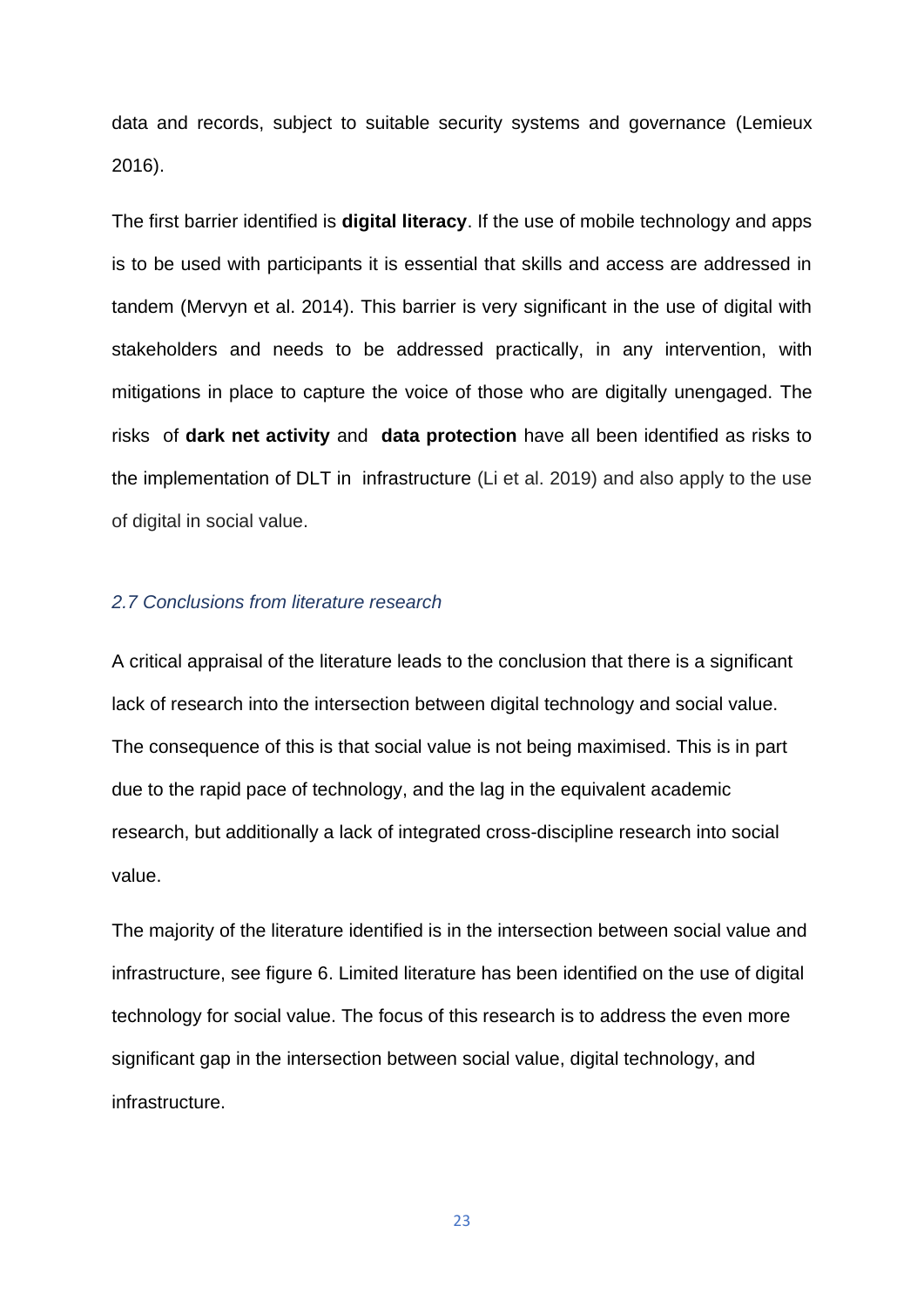data and records, subject to suitable security systems and governance (Lemieux 2016).

The first barrier identified is **digital literacy**. If the use of mobile technology and apps is to be used with participants it is essential that skills and access are addressed in tandem (Mervyn et al. 2014). This barrier is very significant in the use of digital with stakeholders and needs to be addressed practically, in any intervention, with mitigations in place to capture the voice of those who are digitally unengaged. The risks of **dark net activity** and **data protection** have all been identified as risks to the implementation of DLT in infrastructure (Li et al. 2019) and also apply to the use of digital in social value.

### *2.7 Conclusions from literature research*

A critical appraisal of the literature leads to the conclusion that there is a significant lack of research into the intersection between digital technology and social value. The consequence of this is that social value is not being maximised. This is in part due to the rapid pace of technology, and the lag in the equivalent academic research, but additionally a lack of integrated cross-discipline research into social value.

The majority of the literature identified is in the intersection between social value and infrastructure, see figure 6. Limited literature has been identified on the use of digital technology for social value. The focus of this research is to address the even more significant gap in the intersection between social value, digital technology, and infrastructure.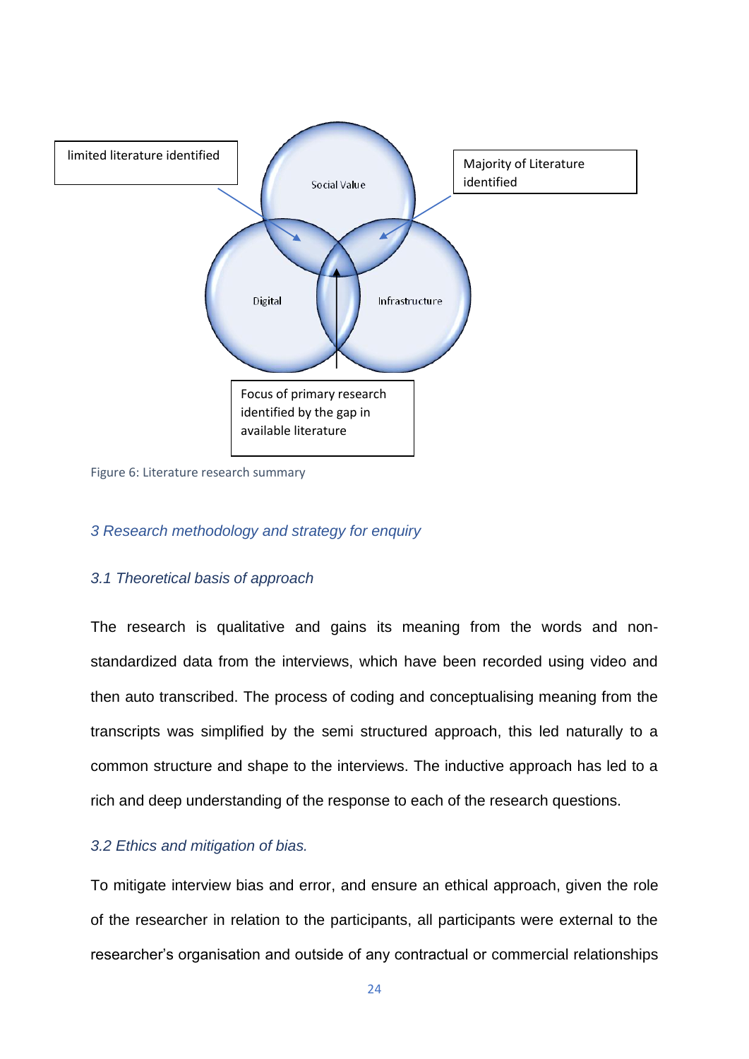limited literature identified

Social Value

Majority of Literature identified

Digital

Infrastructure

Focus of primary research identified by the gap in available literature

Figure 6: Literature research summary

## 3 Research methodology and strategy for enquiry

### 3.1 Theoretical basis of approach

The research is qualitative and gains its meaning from the words and non-standardized data from the interviews, which have been recorded using video and then auto transcribed. The process of coding and conceptualising meaning from the transcripts was simplified by the semi structured approach, this led naturally to a common structure and shape to the interviews. The inductive approach has led to a rich and deep understanding of the response to each of the research questions.

### 3.2 Ethics and mitigation of bias.

To mitigate interview bias and error, and ensure an ethical approach, given the role of the researcher in relation to the participants, all participants were external to the researcher's organisation and outside of any contractual or commercial relationships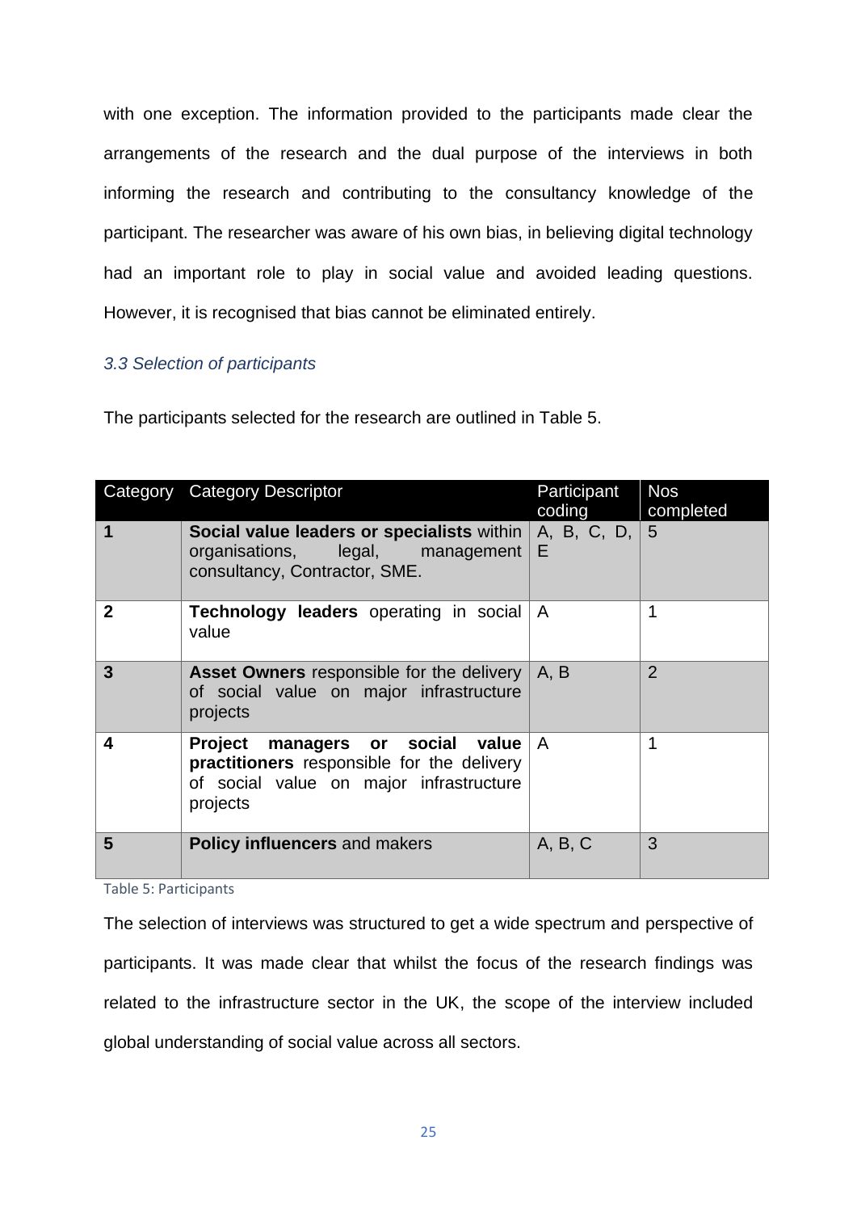with one exception. The information provided to the participants made clear the arrangements of the research and the dual purpose of the interviews in both informing the research and contributing to the consultancy knowledge of the participant. The researcher was aware of his own bias, in believing digital technology had an important role to play in social value and avoided leading questions. However, it is recognised that bias cannot be eliminated entirely.

### *3.3 Selection of participants*

The participants selected for the research are outlined in Table 5.

| Category | Category Descriptor | Participant coding | Nos completed |
|---|---|---|---|
| **1** | **Social value leaders or specialists** within organisations, legal, management consultancy, Contractor, SME. | A, B, C, D, E | 5 |
| **2** | **Technology leaders** operating in social value | A | 1 |
| **3** | **Asset Owners** responsible for the delivery of social value on major infrastructure projects | A, B | 2 |
| **4** | **Project managers or social value practitioners** responsible for the delivery of social value on major infrastructure projects | A | 1 |
| **5** | **Policy influencers** and makers | A, B, C | 3 |

Table 5: Participants

The selection of interviews was structured to get a wide spectrum and perspective of participants. It was made clear that whilst the focus of the research findings was related to the infrastructure sector in the UK, the scope of the interview included global understanding of social value across all sectors.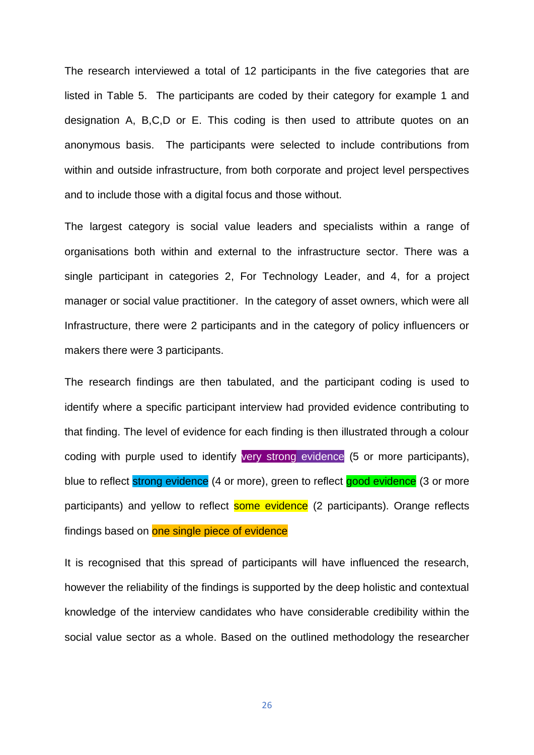The research interviewed a total of 12 participants in the five categories that are listed in Table 5. The participants are coded by their category for example 1 and designation A, B,C,D or E. This coding is then used to attribute quotes on an anonymous basis. The participants were selected to include contributions from within and outside infrastructure, from both corporate and project level perspectives and to include those with a digital focus and those without.

The largest category is social value leaders and specialists within a range of organisations both within and external to the infrastructure sector. There was a single participant in categories 2, For Technology Leader, and 4, for a project manager or social value practitioner. In the category of asset owners, which were all Infrastructure, there were 2 participants and in the category of policy influencers or makers there were 3 participants.

The research findings are then tabulated, and the participant coding is used to identify where a specific participant interview had provided evidence contributing to that finding. The level of evidence for each finding is then illustrated through a colour coding with purple used to identify very strong evidence (5 or more participants), blue to reflect strong evidence (4 or more), green to reflect good evidence (3 or more participants) and yellow to reflect some evidence (2 participants). Orange reflects findings based on one single piece of evidence

It is recognised that this spread of participants will have influenced the research, however the reliability of the findings is supported by the deep holistic and contextual knowledge of the interview candidates who have considerable credibility within the social value sector as a whole. Based on the outlined methodology the researcher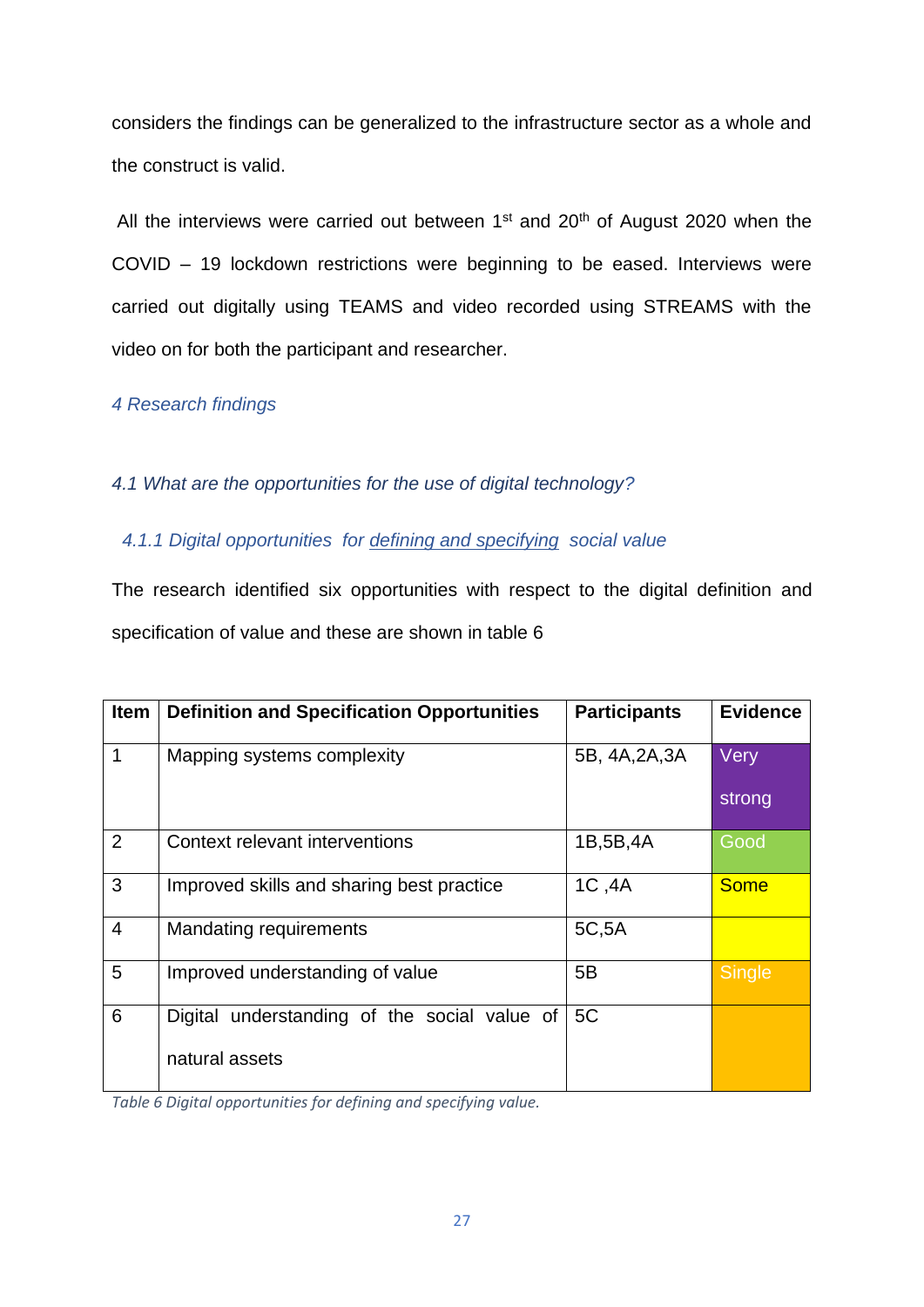considers the findings can be generalized to the infrastructure sector as a whole and the construct is valid.

All the interviews were carried out between 1st and 20th of August 2020 when the COVID – 19 lockdown restrictions were beginning to be eased. Interviews were carried out digitally using TEAMS and video recorded using STREAMS with the video on for both the participant and researcher.

# 4 Research findings

## 4.1 What are the opportunities for the use of digital technology?

### 4.1.1 Digital opportunities for defining and specifying social value

The research identified six opportunities with respect to the digital definition and specification of value and these are shown in table 6

| Item | Definition and Specification Opportunities | Participants | Evidence |
|---|---|---|---|
| 1 | Mapping systems complexity | 5B, 4A,2A,3A | Very strong |
| 2 | Context relevant interventions | 1B,5B,4A | Good |
| 3 | Improved skills and sharing best practice | 1C ,4A | Some |
| 4 | Mandating requirements | 5C,5A | |
| 5 | Improved understanding of value | 5B | Single |
| 6 | Digital understanding of the social value of natural assets | 5C | |

*Table 6 Digital opportunities for defining and specifying value.*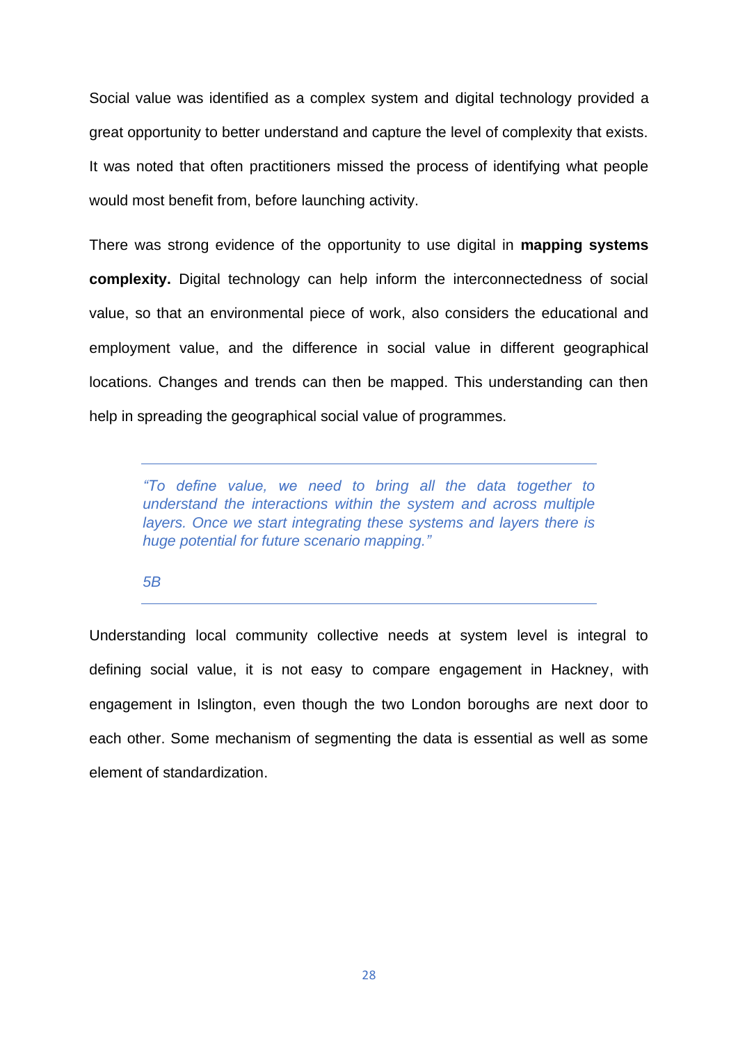Social value was identified as a complex system and digital technology provided a great opportunity to better understand and capture the level of complexity that exists. It was noted that often practitioners missed the process of identifying what people would most benefit from, before launching activity.

There was strong evidence of the opportunity to use digital in **mapping systems complexity.** Digital technology can help inform the interconnectedness of social value, so that an environmental piece of work, also considers the educational and employment value, and the difference in social value in different geographical locations. Changes and trends can then be mapped. This understanding can then help in spreading the geographical social value of programmes.

---

> *"To define value, we need to bring all the data together to understand the interactions within the system and across multiple layers. Once we start integrating these systems and layers there is huge potential for future scenario mapping."*
>
> *5B*

---

Understanding local community collective needs at system level is integral to defining social value, it is not easy to compare engagement in Hackney, with engagement in Islington, even though the two London boroughs are next door to each other. Some mechanism of segmenting the data is essential as well as some element of standardization.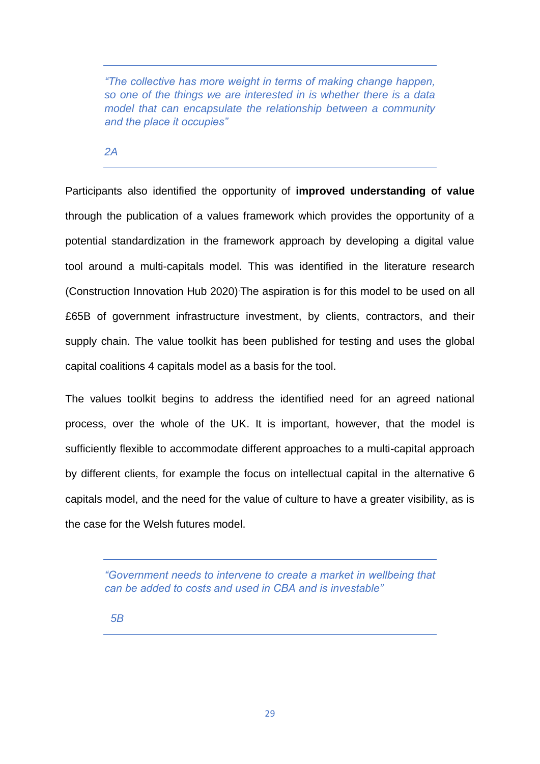> *"The collective has more weight in terms of making change happen, so one of the things we are interested in is whether there is a data model that can encapsulate the relationship between a community and the place it occupies"*
>
> *2A*

Participants also identified the opportunity of **improved understanding of value** through the publication of a values framework which provides the opportunity of a potential standardization in the framework approach by developing a digital value tool around a multi-capitals model. This was identified in the literature research (Construction Innovation Hub 2020). The aspiration is for this model to be used on all £65B of government infrastructure investment, by clients, contractors, and their supply chain. The value toolkit has been published for testing and uses the global capital coalitions 4 capitals model as a basis for the tool.

The values toolkit begins to address the identified need for an agreed national process, over the whole of the UK. It is important, however, that the model is sufficiently flexible to accommodate different approaches to a multi-capital approach by different clients, for example the focus on intellectual capital in the alternative 6 capitals model, and the need for the value of culture to have a greater visibility, as is the case for the Welsh futures model.

> *"Government needs to intervene to create a market in wellbeing that can be added to costs and used in CBA and is investable"*
>
> *5B*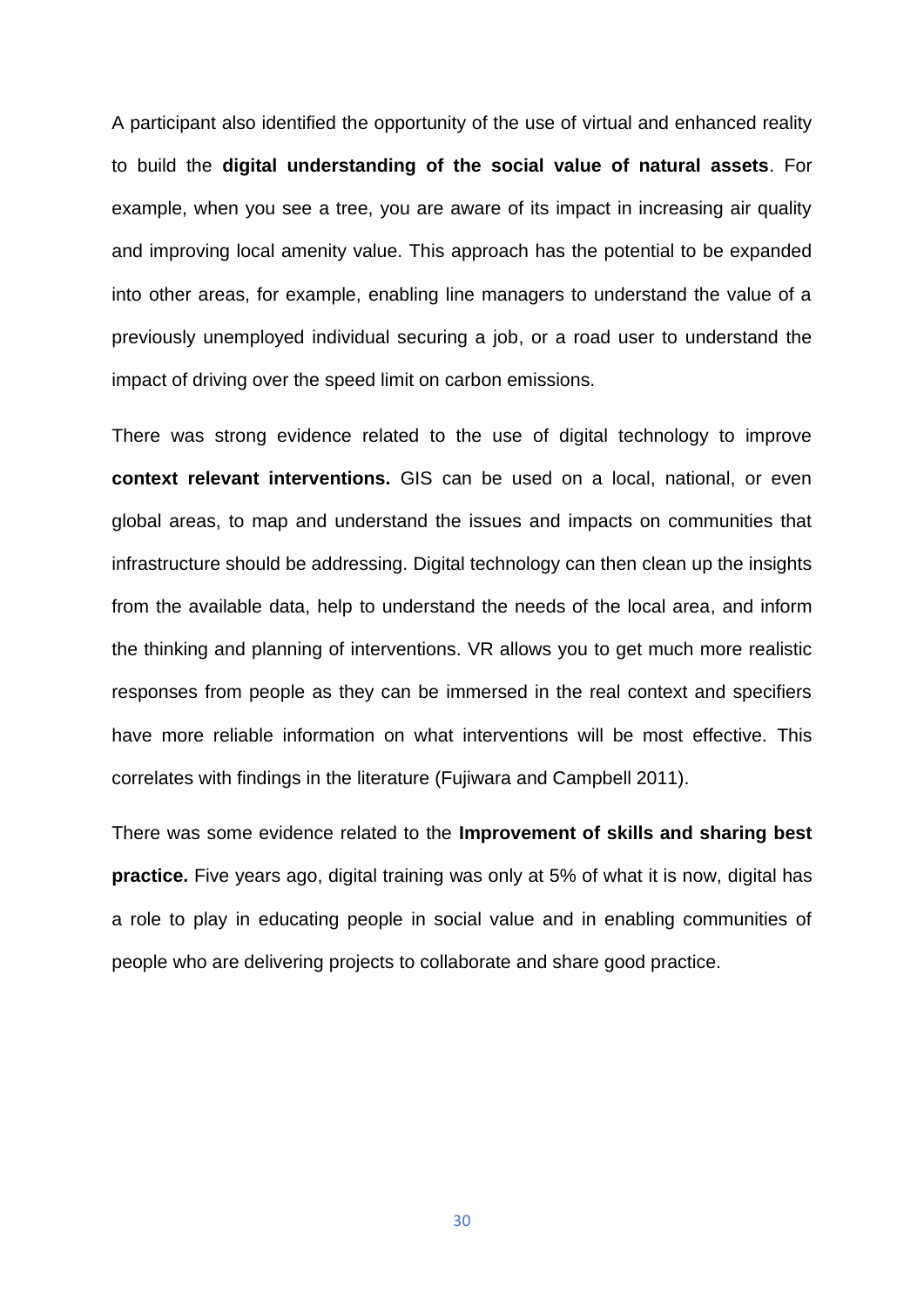A participant also identified the opportunity of the use of virtual and enhanced reality to build the **digital understanding of the social value of natural assets**. For example, when you see a tree, you are aware of its impact in increasing air quality and improving local amenity value. This approach has the potential to be expanded into other areas, for example, enabling line managers to understand the value of a previously unemployed individual securing a job, or a road user to understand the impact of driving over the speed limit on carbon emissions.

There was strong evidence related to the use of digital technology to improve **context relevant interventions.** GIS can be used on a local, national, or even global areas, to map and understand the issues and impacts on communities that infrastructure should be addressing. Digital technology can then clean up the insights from the available data, help to understand the needs of the local area, and inform the thinking and planning of interventions. VR allows you to get much more realistic responses from people as they can be immersed in the real context and specifiers have more reliable information on what interventions will be most effective. This correlates with findings in the literature (Fujiwara and Campbell 2011).

There was some evidence related to the **Improvement of skills and sharing best practice.** Five years ago, digital training was only at 5% of what it is now, digital has a role to play in educating people in social value and in enabling communities of people who are delivering projects to collaborate and share good practice.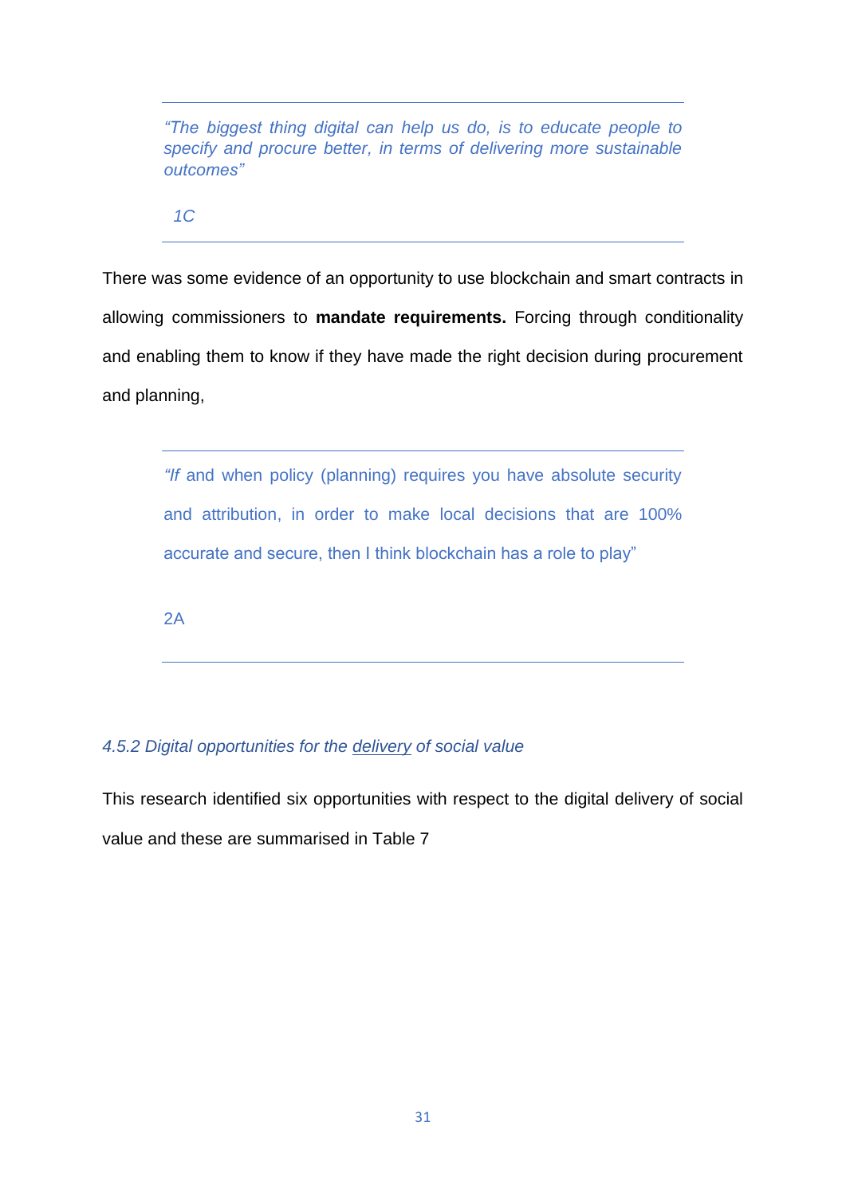> *"The biggest thing digital can help us do, is to educate people to specify and procure better, in terms of delivering more sustainable outcomes"*
>
> *1C*

There was some evidence of an opportunity to use blockchain and smart contracts in allowing commissioners to **mandate requirements.** Forcing through conditionality and enabling them to know if they have made the right decision during procurement and planning,

> *"If* and when policy (planning) requires you have absolute security and attribution, in order to make local decisions that are 100% accurate and secure, then I think blockchain has a role to play"
>
> 2A

#### *4.5.2 Digital opportunities for the delivery of social value*

This research identified six opportunities with respect to the digital delivery of social value and these are summarised in Table 7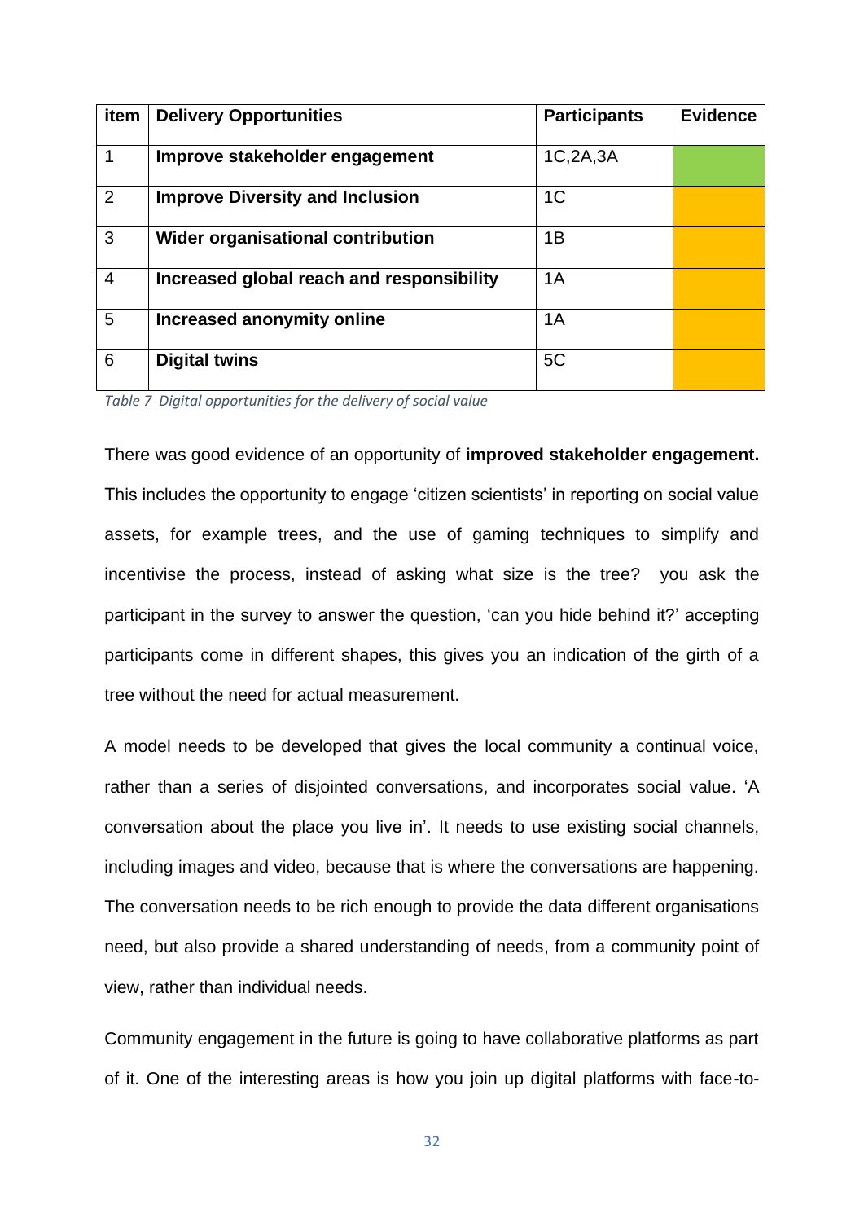| item | Delivery Opportunities | Participants | Evidence |
|---|---|---|---|
| 1 | **Improve stakeholder engagement** | 1C,2A,3A | |
| 2 | **Improve Diversity and Inclusion** | 1C | |
| 3 | **Wider organisational contribution** | 1B | |
| 4 | **Increased global reach and responsibility** | 1A | |
| 5 | **Increased anonymity online** | 1A | |
| 6 | **Digital twins** | 5C | |

*Table 7 Digital opportunities for the delivery of social value*

There was good evidence of an opportunity of **improved stakeholder engagement.** This includes the opportunity to engage 'citizen scientists' in reporting on social value assets, for example trees, and the use of gaming techniques to simplify and incentivise the process, instead of asking what size is the tree? you ask the participant in the survey to answer the question, 'can you hide behind it?' accepting participants come in different shapes, this gives you an indication of the girth of a tree without the need for actual measurement.

A model needs to be developed that gives the local community a continual voice, rather than a series of disjointed conversations, and incorporates social value. 'A conversation about the place you live in'. It needs to use existing social channels, including images and video, because that is where the conversations are happening. The conversation needs to be rich enough to provide the data different organisations need, but also provide a shared understanding of needs, from a community point of view, rather than individual needs.

Community engagement in the future is going to have collaborative platforms as part of it. One of the interesting areas is how you join up digital platforms with face-to-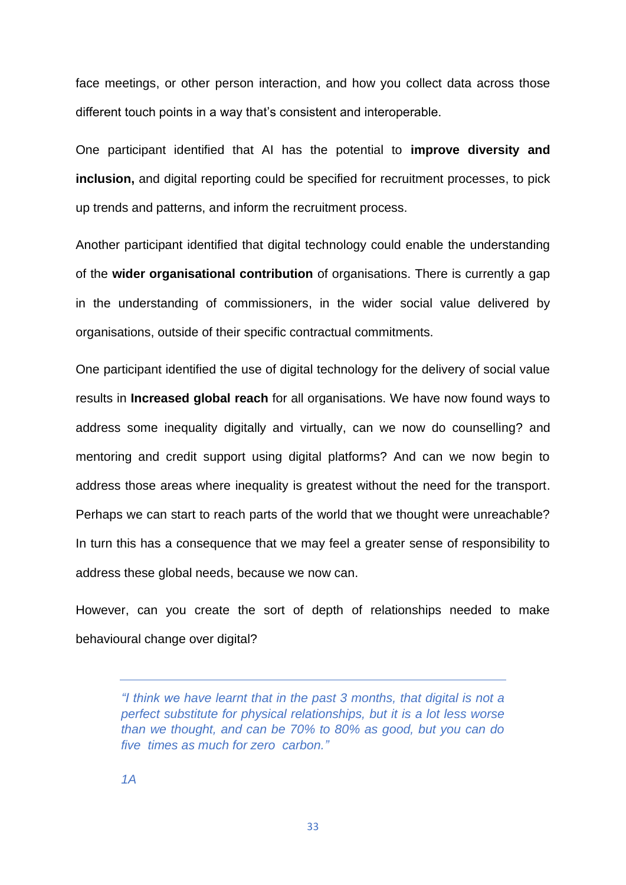face meetings, or other person interaction, and how you collect data across those different touch points in a way that's consistent and interoperable.

One participant identified that AI has the potential to **improve diversity and inclusion,** and digital reporting could be specified for recruitment processes, to pick up trends and patterns, and inform the recruitment process.

Another participant identified that digital technology could enable the understanding of the **wider organisational contribution** of organisations. There is currently a gap in the understanding of commissioners, in the wider social value delivered by organisations, outside of their specific contractual commitments.

One participant identified the use of digital technology for the delivery of social value results in **Increased global reach** for all organisations. We have now found ways to address some inequality digitally and virtually, can we now do counselling? and mentoring and credit support using digital platforms? And can we now begin to address those areas where inequality is greatest without the need for the transport. Perhaps we can start to reach parts of the world that we thought were unreachable? In turn this has a consequence that we may feel a greater sense of responsibility to address these global needs, because we now can.

However, can you create the sort of depth of relationships needed to make behavioural change over digital?

---

> *"I think we have learnt that in the past 3 months, that digital is not a perfect substitute for physical relationships, but it is a lot less worse than we thought, and can be 70% to 80% as good, but you can do five times as much for zero carbon."*
>
> *1A*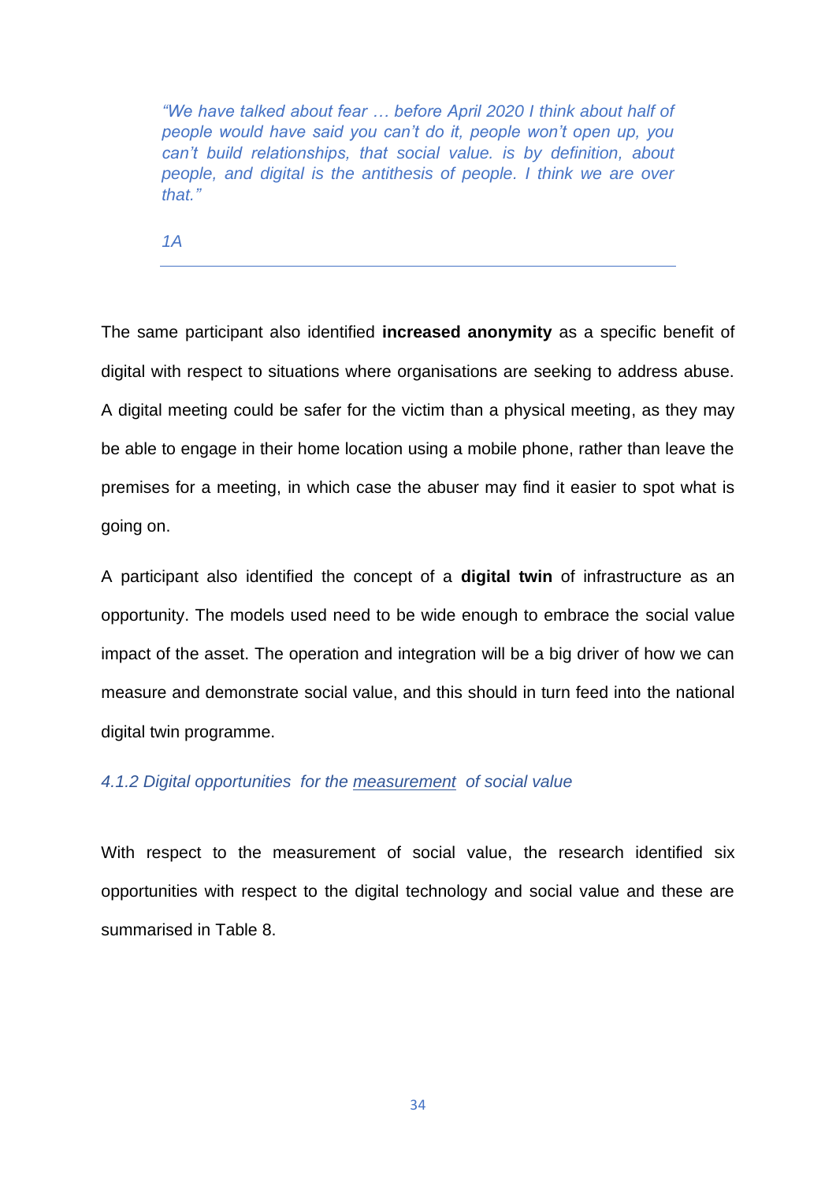> *"We have talked about fear … before April 2020 I think about half of people would have said you can't do it, people won't open up, you can't build relationships, that social value. is by definition, about people, and digital is the antithesis of people. I think we are over that."*
>
> *1A*

---

The same participant also identified **increased anonymity** as a specific benefit of digital with respect to situations where organisations are seeking to address abuse. A digital meeting could be safer for the victim than a physical meeting, as they may be able to engage in their home location using a mobile phone, rather than leave the premises for a meeting, in which case the abuser may find it easier to spot what is going on.

A participant also identified the concept of a **digital twin** of infrastructure as an opportunity. The models used need to be wide enough to embrace the social value impact of the asset. The operation and integration will be a big driver of how we can measure and demonstrate social value, and this should in turn feed into the national digital twin programme.

#### *4.1.2 Digital opportunities for the measurement of social value*

With respect to the measurement of social value, the research identified six opportunities with respect to the digital technology and social value and these are summarised in Table 8.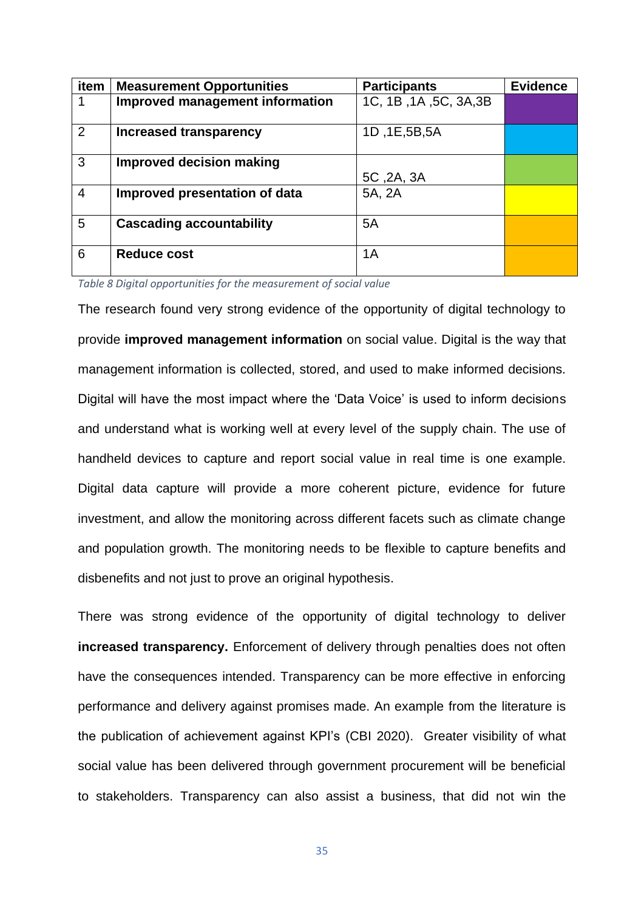| item | Measurement Opportunities | Participants | Evidence |
| --- | --- | --- | --- |
| 1 | **Improved management information** | 1C, 1B ,1A ,5C, 3A,3B | |
| 2 | **Increased transparency** | 1D ,1E,5B,5A | |
| 3 | **Improved decision making** | 5C ,2A, 3A | |
| 4 | **Improved presentation of data** | 5A, 2A | |
| 5 | **Cascading accountability** | 5A | |
| 6 | **Reduce cost** | 1A | |

*Table 8 Digital opportunities for the measurement of social value*

The research found very strong evidence of the opportunity of digital technology to provide **improved management information** on social value. Digital is the way that management information is collected, stored, and used to make informed decisions. Digital will have the most impact where the 'Data Voice' is used to inform decisions and understand what is working well at every level of the supply chain. The use of handheld devices to capture and report social value in real time is one example. Digital data capture will provide a more coherent picture, evidence for future investment, and allow the monitoring across different facets such as climate change and population growth. The monitoring needs to be flexible to capture benefits and disbenefits and not just to prove an original hypothesis.

There was strong evidence of the opportunity of digital technology to deliver **increased transparency.** Enforcement of delivery through penalties does not often have the consequences intended. Transparency can be more effective in enforcing performance and delivery against promises made. An example from the literature is the publication of achievement against KPI's (CBI 2020). Greater visibility of what social value has been delivered through government procurement will be beneficial to stakeholders. Transparency can also assist a business, that did not win the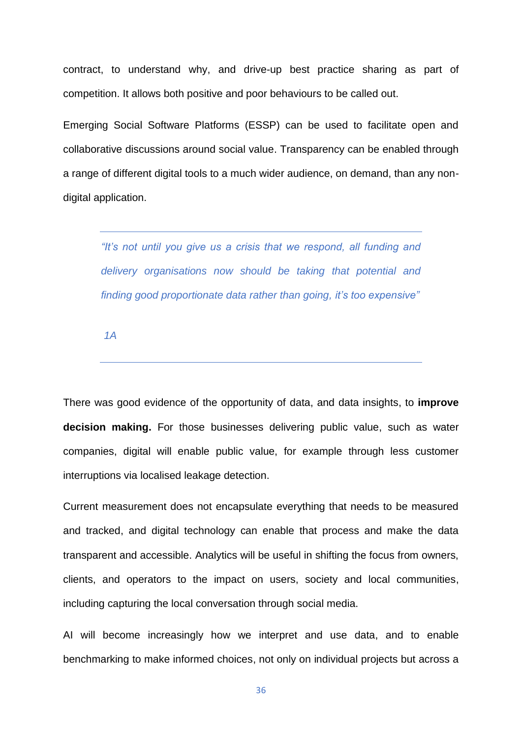contract, to understand why, and drive-up best practice sharing as part of competition. It allows both positive and poor behaviours to be called out.

Emerging Social Software Platforms (ESSP) can be used to facilitate open and collaborative discussions around social value. Transparency can be enabled through a range of different digital tools to a much wider audience, on demand, than any non-digital application.

> *"It's not until you give us a crisis that we respond, all funding and delivery organisations now should be taking that potential and finding good proportionate data rather than going, it's too expensive"*
>
> *1A*

There was good evidence of the opportunity of data, and data insights, to **improve decision making.** For those businesses delivering public value, such as water companies, digital will enable public value, for example through less customer interruptions via localised leakage detection.

Current measurement does not encapsulate everything that needs to be measured and tracked, and digital technology can enable that process and make the data transparent and accessible. Analytics will be useful in shifting the focus from owners, clients, and operators to the impact on users, society and local communities, including capturing the local conversation through social media.

AI will become increasingly how we interpret and use data, and to enable benchmarking to make informed choices, not only on individual projects but across a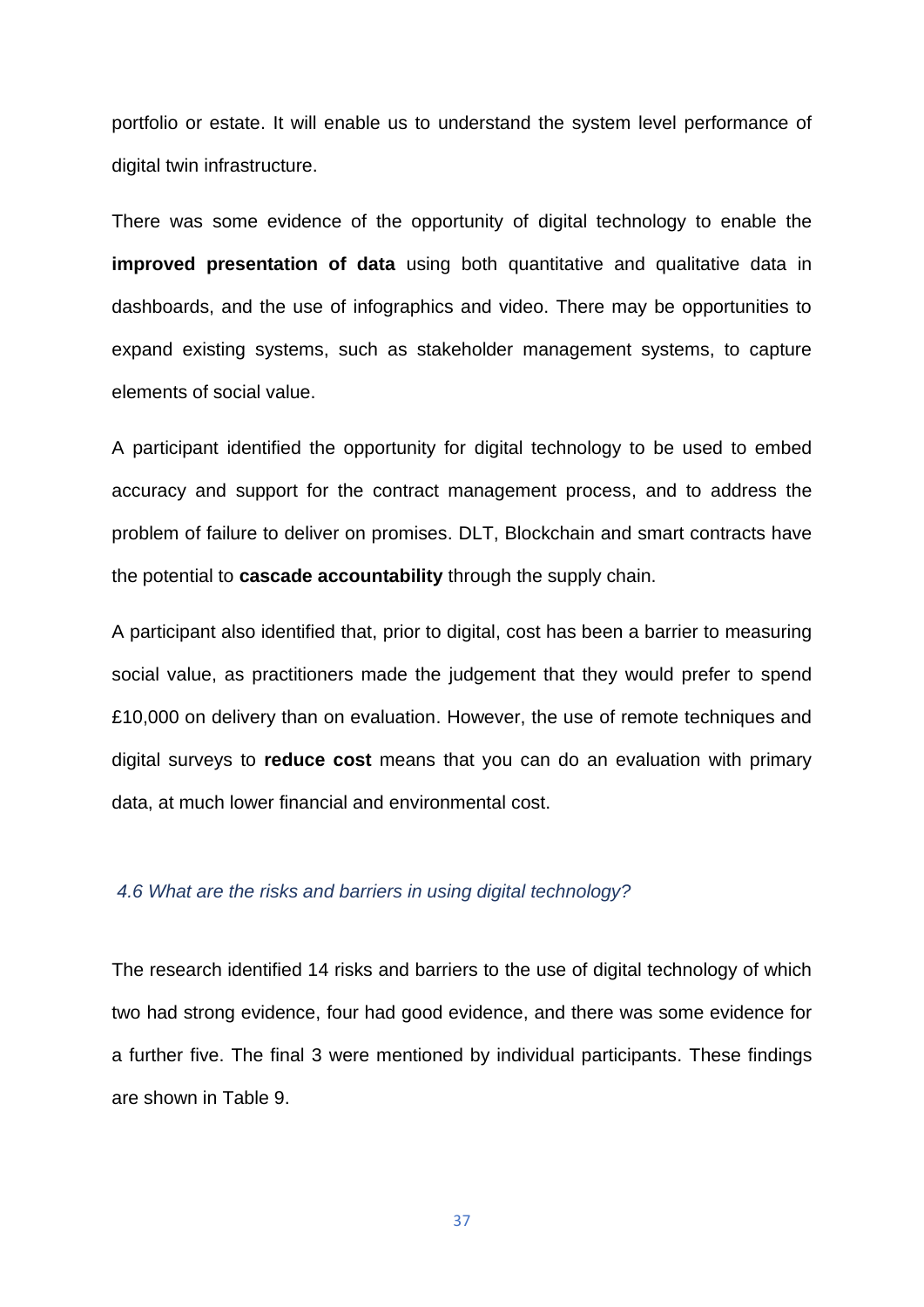portfolio or estate. It will enable us to understand the system level performance of digital twin infrastructure.

There was some evidence of the opportunity of digital technology to enable the **improved presentation of data** using both quantitative and qualitative data in dashboards, and the use of infographics and video. There may be opportunities to expand existing systems, such as stakeholder management systems, to capture elements of social value.

A participant identified the opportunity for digital technology to be used to embed accuracy and support for the contract management process, and to address the problem of failure to deliver on promises. DLT, Blockchain and smart contracts have the potential to **cascade accountability** through the supply chain.

A participant also identified that, prior to digital, cost has been a barrier to measuring social value, as practitioners made the judgement that they would prefer to spend £10,000 on delivery than on evaluation. However, the use of remote techniques and digital surveys to **reduce cost** means that you can do an evaluation with primary data, at much lower financial and environmental cost.

### *4.6 What are the risks and barriers in using digital technology?*

The research identified 14 risks and barriers to the use of digital technology of which two had strong evidence, four had good evidence, and there was some evidence for a further five. The final 3 were mentioned by individual participants. These findings are shown in Table 9.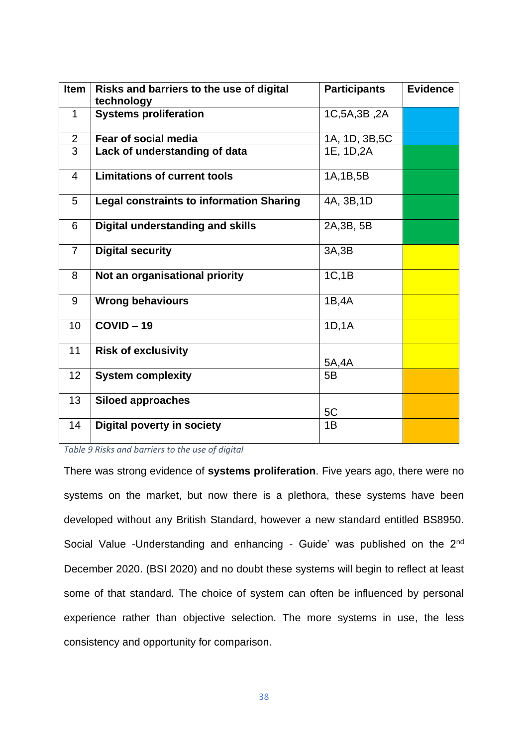| Item | Risks and barriers to the use of digital technology | Participants | Evidence |
|---|---|---|---|
| 1 | **Systems proliferation** | 1C,5A,3B ,2A | |
| 2 | **Fear of social media** | 1A, 1D, 3B,5C | |
| 3 | **Lack of understanding of data** | 1E, 1D,2A | |
| 4 | **Limitations of current tools** | 1A,1B,5B | |
| 5 | **Legal constraints to information Sharing** | 4A, 3B,1D | |
| 6 | **Digital understanding and skills** | 2A,3B, 5B | |
| 7 | **Digital security** | 3A,3B | |
| 8 | **Not an organisational priority** | 1C,1B | |
| 9 | **Wrong behaviours** | 1B,4A | |
| 10 | **COVID – 19** | 1D,1A | |
| 11 | **Risk of exclusivity** | 5A,4A | |
| 12 | **System complexity** | 5B | |
| 13 | **Siloed approaches** | 5C | |
| 14 | **Digital poverty in society** | 1B | |

*Table 9 Risks and barriers to the use of digital*

There was strong evidence of **systems proliferation**. Five years ago, there were no systems on the market, but now there is a plethora, these systems have been developed without any British Standard, however a new standard entitled BS8950. Social Value -Understanding and enhancing - Guide' was published on the 2nd December 2020. (BSI 2020) and no doubt these systems will begin to reflect at least some of that standard. The choice of system can often be influenced by personal experience rather than objective selection. The more systems in use, the less consistency and opportunity for comparison.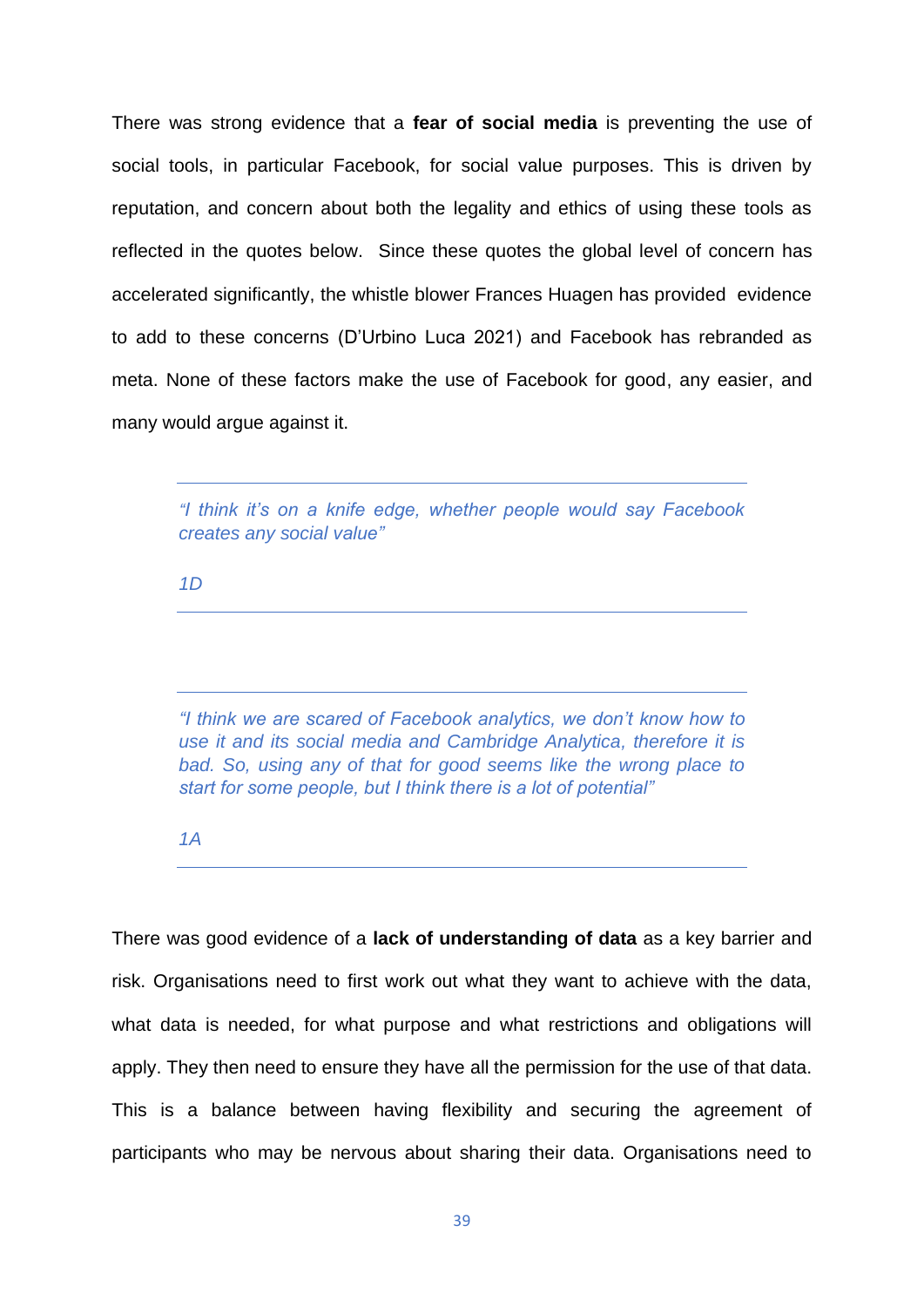There was strong evidence that a **fear of social media** is preventing the use of social tools, in particular Facebook, for social value purposes. This is driven by reputation, and concern about both the legality and ethics of using these tools as reflected in the quotes below. Since these quotes the global level of concern has accelerated significantly, the whistle blower Frances Huagen has provided evidence to add to these concerns (D'Urbino Luca 2021) and Facebook has rebranded as meta. None of these factors make the use of Facebook for good, any easier, and many would argue against it.

---

> *"I think it's on a knife edge, whether people would say Facebook creates any social value"*
>
> *1D*

---

> *"I think we are scared of Facebook analytics, we don't know how to use it and its social media and Cambridge Analytica, therefore it is bad. So, using any of that for good seems like the wrong place to start for some people, but I think there is a lot of potential"*
>
> *1A*

---

There was good evidence of a **lack of understanding of data** as a key barrier and risk. Organisations need to first work out what they want to achieve with the data, what data is needed, for what purpose and what restrictions and obligations will apply. They then need to ensure they have all the permission for the use of that data. This is a balance between having flexibility and securing the agreement of participants who may be nervous about sharing their data. Organisations need to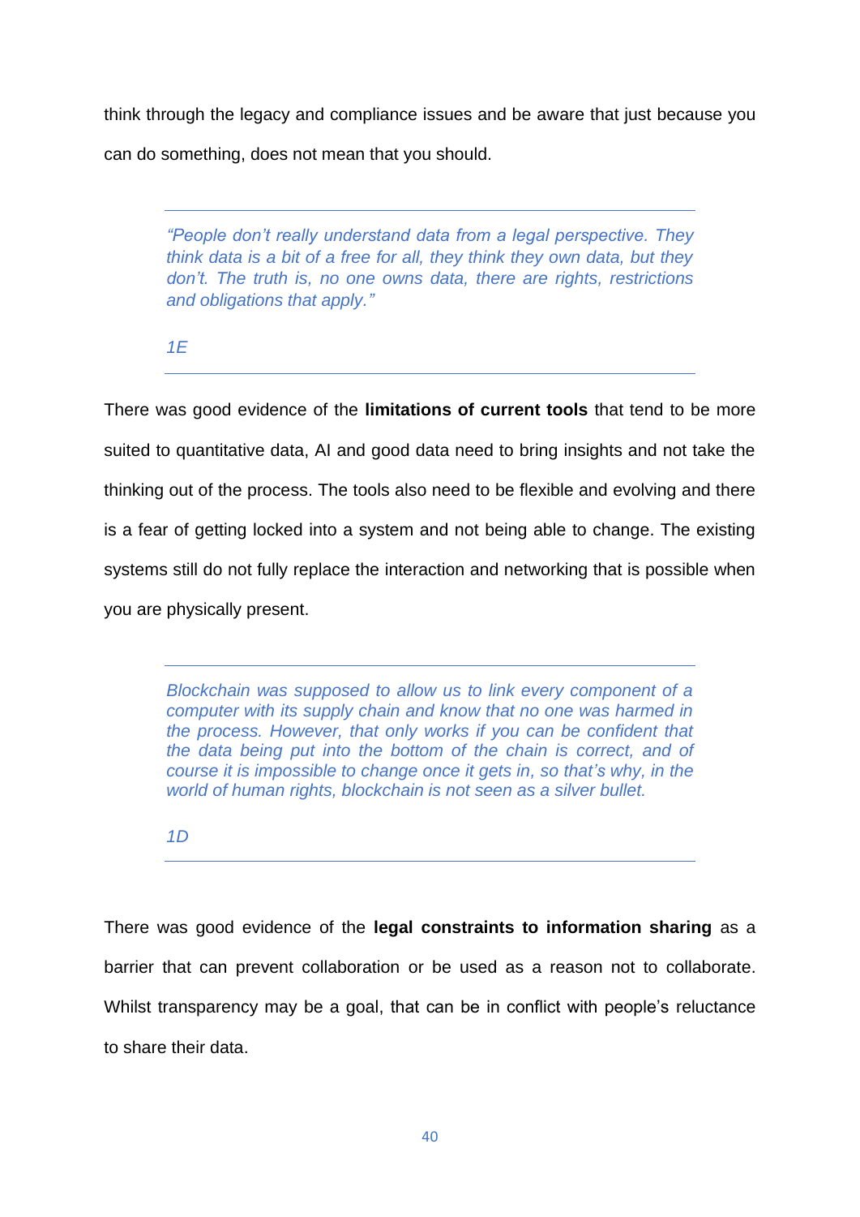think through the legacy and compliance issues and be aware that just because you can do something, does not mean that you should.

> *"People don't really understand data from a legal perspective. They think data is a bit of a free for all, they think they own data, but they don't. The truth is, no one owns data, there are rights, restrictions and obligations that apply."*
>
> *1E*

There was good evidence of the **limitations of current tools** that tend to be more suited to quantitative data, AI and good data need to bring insights and not take the thinking out of the process. The tools also need to be flexible and evolving and there is a fear of getting locked into a system and not being able to change. The existing systems still do not fully replace the interaction and networking that is possible when you are physically present.

> *Blockchain was supposed to allow us to link every component of a computer with its supply chain and know that no one was harmed in the process. However, that only works if you can be confident that the data being put into the bottom of the chain is correct, and of course it is impossible to change once it gets in, so that's why, in the world of human rights, blockchain is not seen as a silver bullet.*
>
> *1D*

There was good evidence of the **legal constraints to information sharing** as a barrier that can prevent collaboration or be used as a reason not to collaborate. Whilst transparency may be a goal, that can be in conflict with people's reluctance to share their data.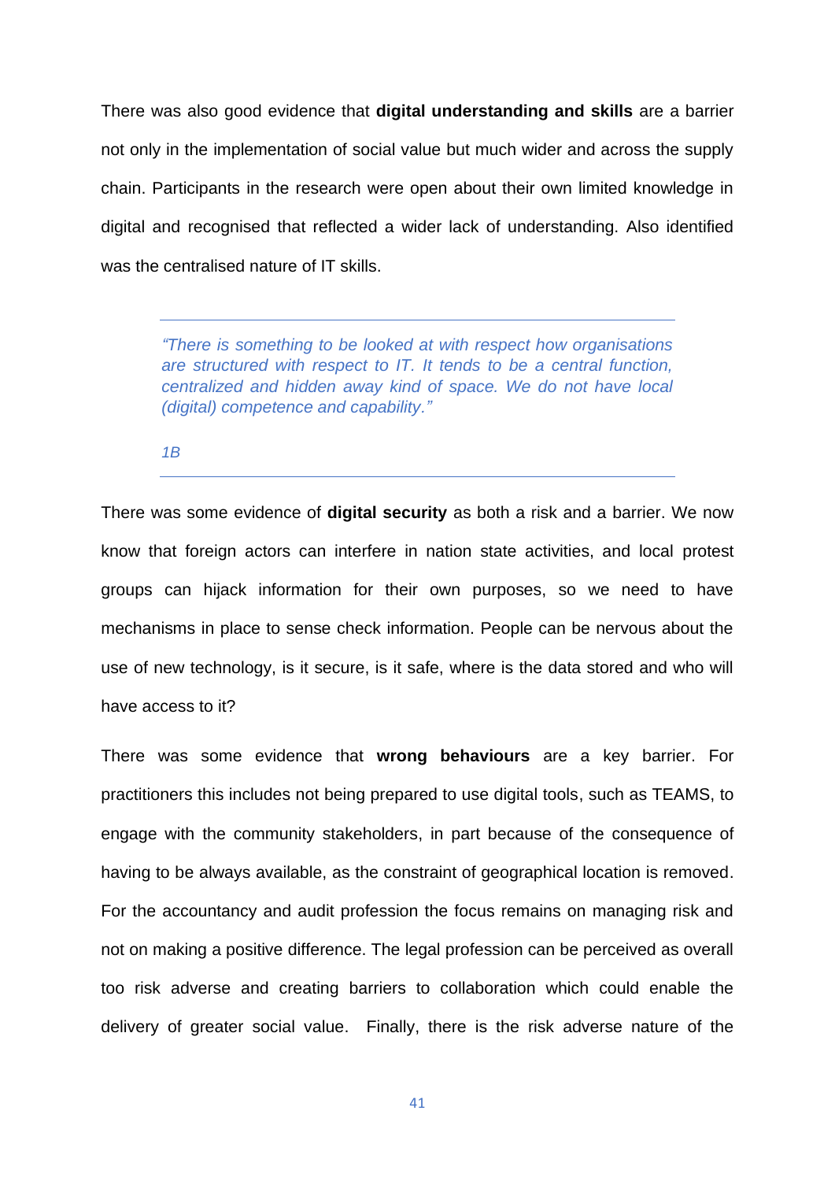There was also good evidence that **digital understanding and skills** are a barrier not only in the implementation of social value but much wider and across the supply chain. Participants in the research were open about their own limited knowledge in digital and recognised that reflected a wider lack of understanding. Also identified was the centralised nature of IT skills.

> *"There is something to be looked at with respect how organisations are structured with respect to IT. It tends to be a central function, centralized and hidden away kind of space. We do not have local (digital) competence and capability."*
>
> *1B*

There was some evidence of **digital security** as both a risk and a barrier. We now know that foreign actors can interfere in nation state activities, and local protest groups can hijack information for their own purposes, so we need to have mechanisms in place to sense check information. People can be nervous about the use of new technology, is it secure, is it safe, where is the data stored and who will have access to it?

There was some evidence that **wrong behaviours** are a key barrier. For practitioners this includes not being prepared to use digital tools, such as TEAMS, to engage with the community stakeholders, in part because of the consequence of having to be always available, as the constraint of geographical location is removed. For the accountancy and audit profession the focus remains on managing risk and not on making a positive difference. The legal profession can be perceived as overall too risk adverse and creating barriers to collaboration which could enable the delivery of greater social value. Finally, there is the risk adverse nature of the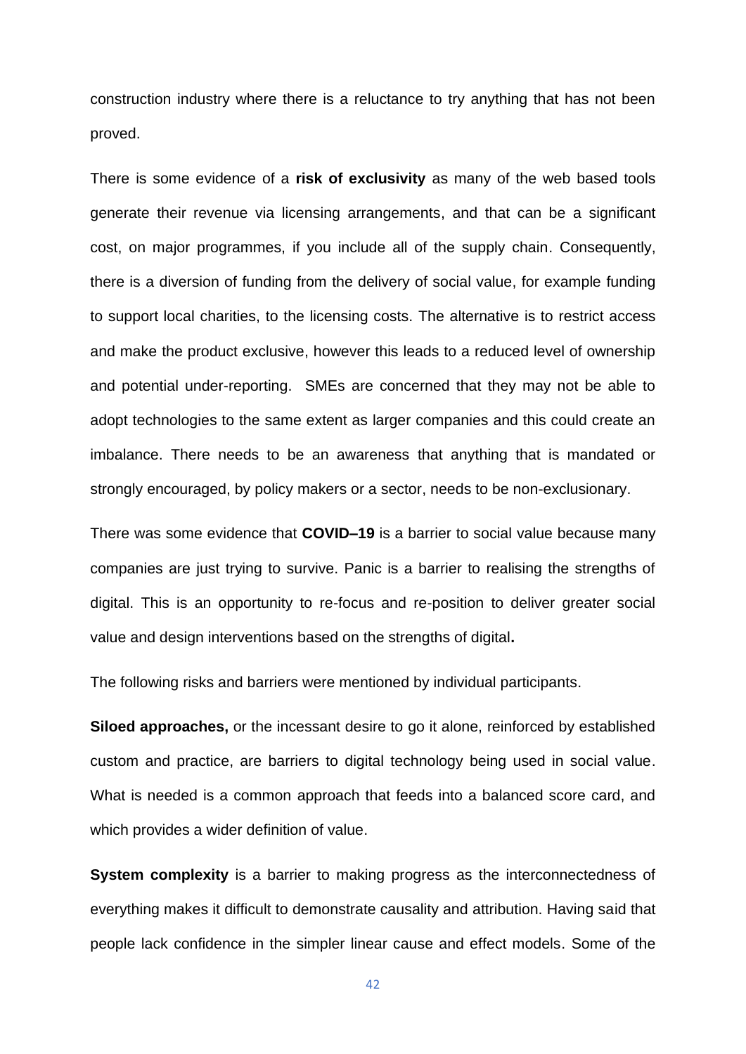construction industry where there is a reluctance to try anything that has not been proved.

There is some evidence of a **risk of exclusivity** as many of the web based tools generate their revenue via licensing arrangements, and that can be a significant cost, on major programmes, if you include all of the supply chain. Consequently, there is a diversion of funding from the delivery of social value, for example funding to support local charities, to the licensing costs. The alternative is to restrict access and make the product exclusive, however this leads to a reduced level of ownership and potential under-reporting. SMEs are concerned that they may not be able to adopt technologies to the same extent as larger companies and this could create an imbalance. There needs to be an awareness that anything that is mandated or strongly encouraged, by policy makers or a sector, needs to be non-exclusionary.

There was some evidence that **COVID–19** is a barrier to social value because many companies are just trying to survive. Panic is a barrier to realising the strengths of digital. This is an opportunity to re-focus and re-position to deliver greater social value and design interventions based on the strengths of digital**.**

The following risks and barriers were mentioned by individual participants.

**Siloed approaches,** or the incessant desire to go it alone, reinforced by established custom and practice, are barriers to digital technology being used in social value. What is needed is a common approach that feeds into a balanced score card, and which provides a wider definition of value.

**System complexity** is a barrier to making progress as the interconnectedness of everything makes it difficult to demonstrate causality and attribution. Having said that people lack confidence in the simpler linear cause and effect models. Some of the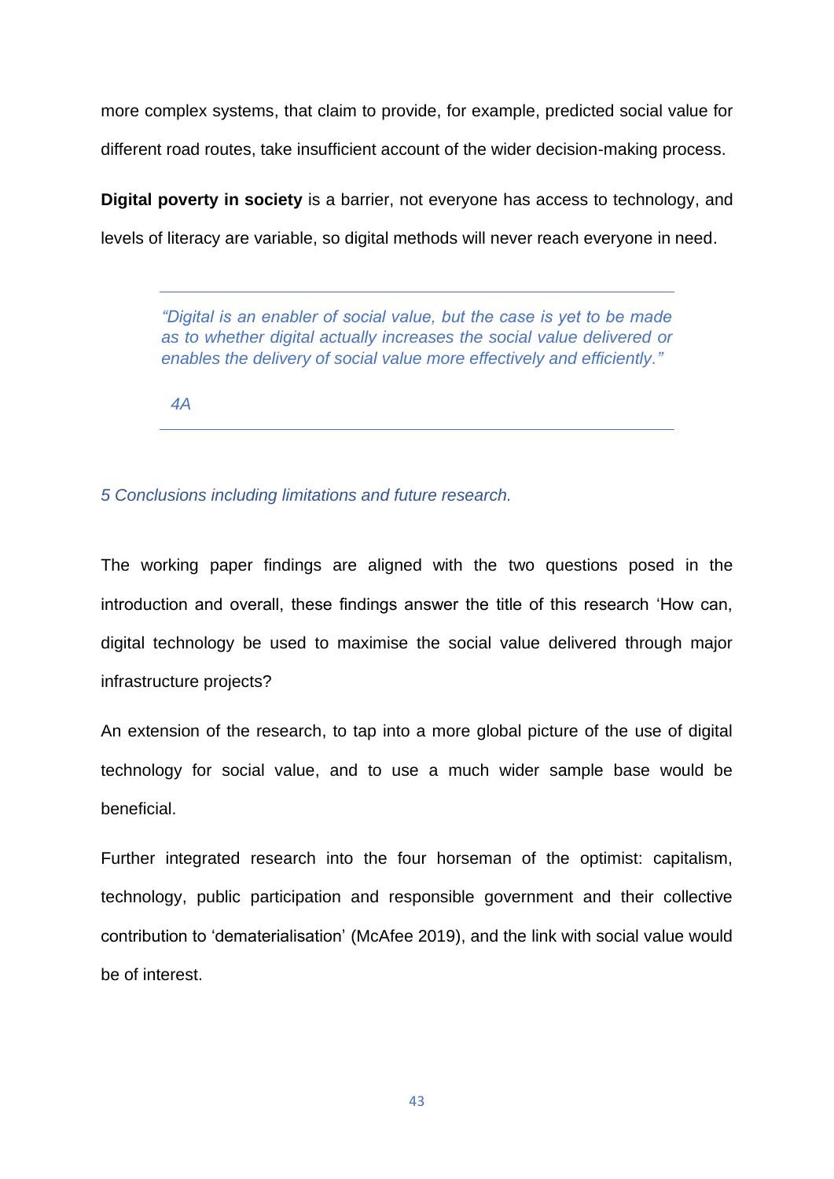more complex systems, that claim to provide, for example, predicted social value for different road routes, take insufficient account of the wider decision-making process.

**Digital poverty in society** is a barrier, not everyone has access to technology, and levels of literacy are variable, so digital methods will never reach everyone in need.

> *"Digital is an enabler of social value, but the case is yet to be made as to whether digital actually increases the social value delivered or enables the delivery of social value more effectively and efficiently."*
>
> *4A*

## *5 Conclusions including limitations and future research.*

The working paper findings are aligned with the two questions posed in the introduction and overall, these findings answer the title of this research 'How can, digital technology be used to maximise the social value delivered through major infrastructure projects?

An extension of the research, to tap into a more global picture of the use of digital technology for social value, and to use a much wider sample base would be beneficial.

Further integrated research into the four horseman of the optimist: capitalism, technology, public participation and responsible government and their collective contribution to 'dematerialisation' (McAfee 2019), and the link with social value would be of interest.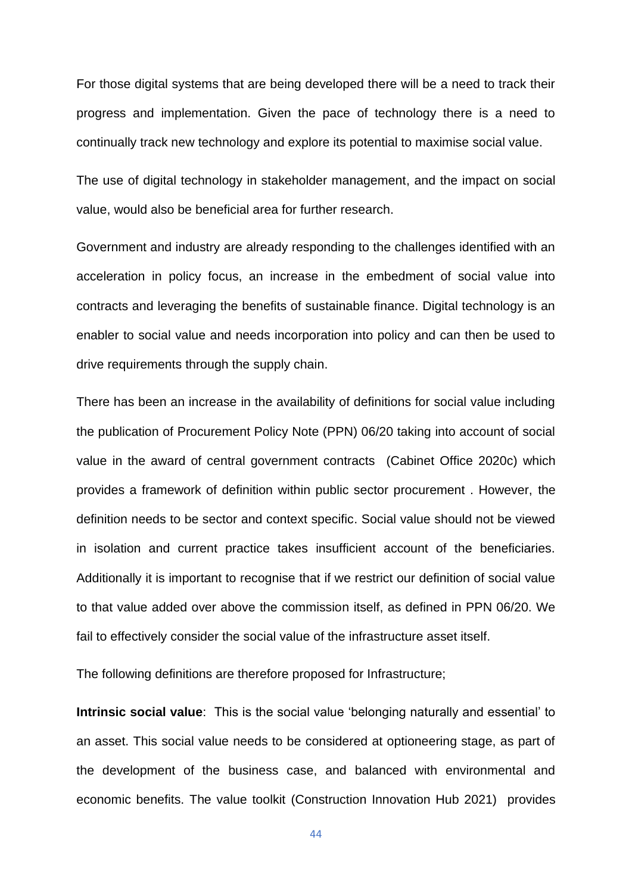For those digital systems that are being developed there will be a need to track their progress and implementation. Given the pace of technology there is a need to continually track new technology and explore its potential to maximise social value.

The use of digital technology in stakeholder management, and the impact on social value, would also be beneficial area for further research.

Government and industry are already responding to the challenges identified with an acceleration in policy focus, an increase in the embedment of social value into contracts and leveraging the benefits of sustainable finance. Digital technology is an enabler to social value and needs incorporation into policy and can then be used to drive requirements through the supply chain.

There has been an increase in the availability of definitions for social value including the publication of Procurement Policy Note (PPN) 06/20 taking into account of social value in the award of central government contracts (Cabinet Office 2020c) which provides a framework of definition within public sector procurement . However, the definition needs to be sector and context specific. Social value should not be viewed in isolation and current practice takes insufficient account of the beneficiaries. Additionally it is important to recognise that if we restrict our definition of social value to that value added over above the commission itself, as defined in PPN 06/20. We fail to effectively consider the social value of the infrastructure asset itself.

The following definitions are therefore proposed for Infrastructure;

**Intrinsic social value**: This is the social value 'belonging naturally and essential' to an asset. This social value needs to be considered at optioneering stage, as part of the development of the business case, and balanced with environmental and economic benefits. The value toolkit (Construction Innovation Hub 2021) provides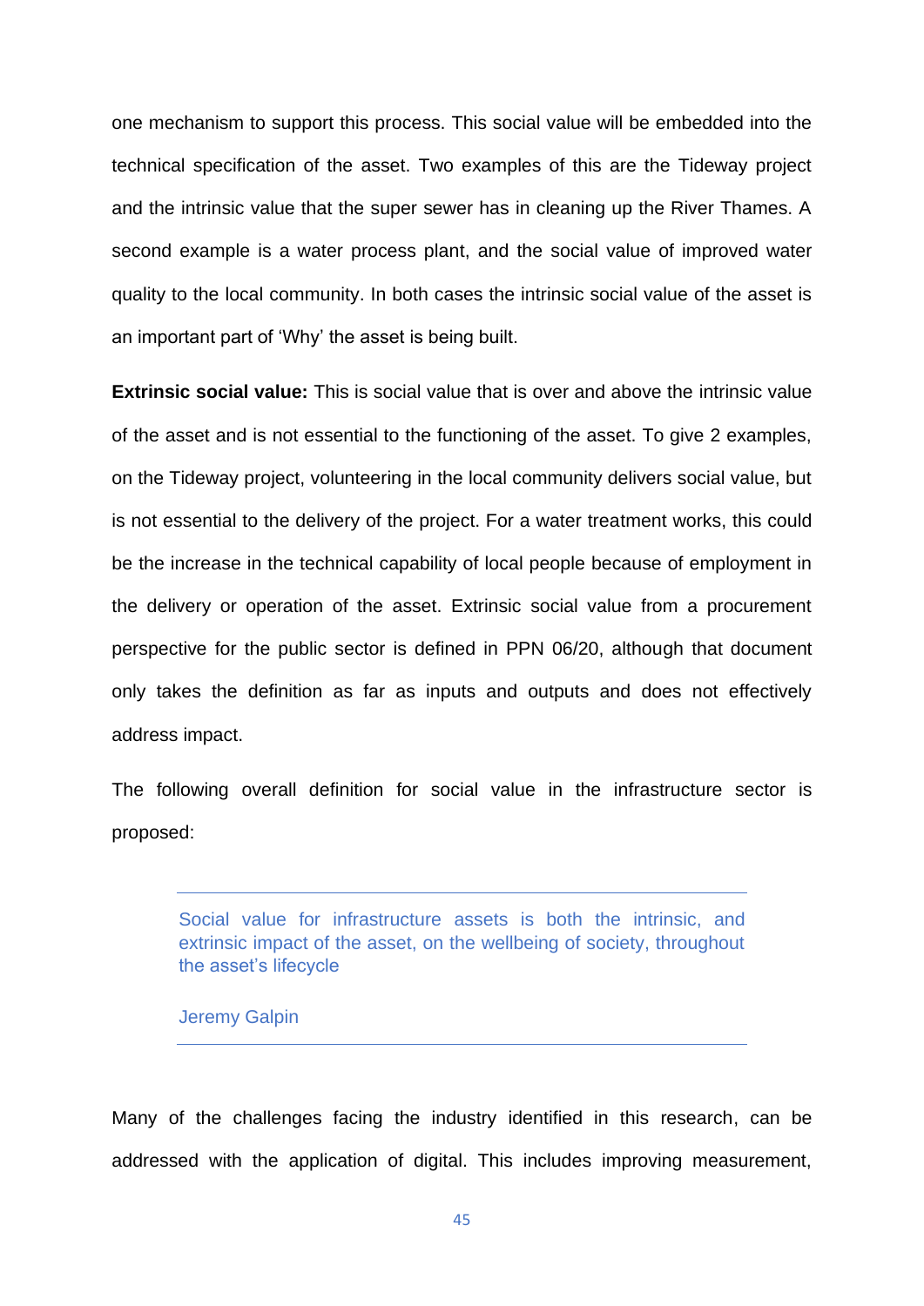one mechanism to support this process. This social value will be embedded into the technical specification of the asset. Two examples of this are the Tideway project and the intrinsic value that the super sewer has in cleaning up the River Thames. A second example is a water process plant, and the social value of improved water quality to the local community. In both cases the intrinsic social value of the asset is an important part of 'Why' the asset is being built.

**Extrinsic social value:** This is social value that is over and above the intrinsic value of the asset and is not essential to the functioning of the asset. To give 2 examples, on the Tideway project, volunteering in the local community delivers social value, but is not essential to the delivery of the project. For a water treatment works, this could be the increase in the technical capability of local people because of employment in the delivery or operation of the asset. Extrinsic social value from a procurement perspective for the public sector is defined in PPN 06/20, although that document only takes the definition as far as inputs and outputs and does not effectively address impact.

The following overall definition for social value in the infrastructure sector is proposed:

---

> Social value for infrastructure assets is both the intrinsic, and extrinsic impact of the asset, on the wellbeing of society, throughout the asset's lifecycle
>
> Jeremy Galpin

---

Many of the challenges facing the industry identified in this research, can be addressed with the application of digital. This includes improving measurement,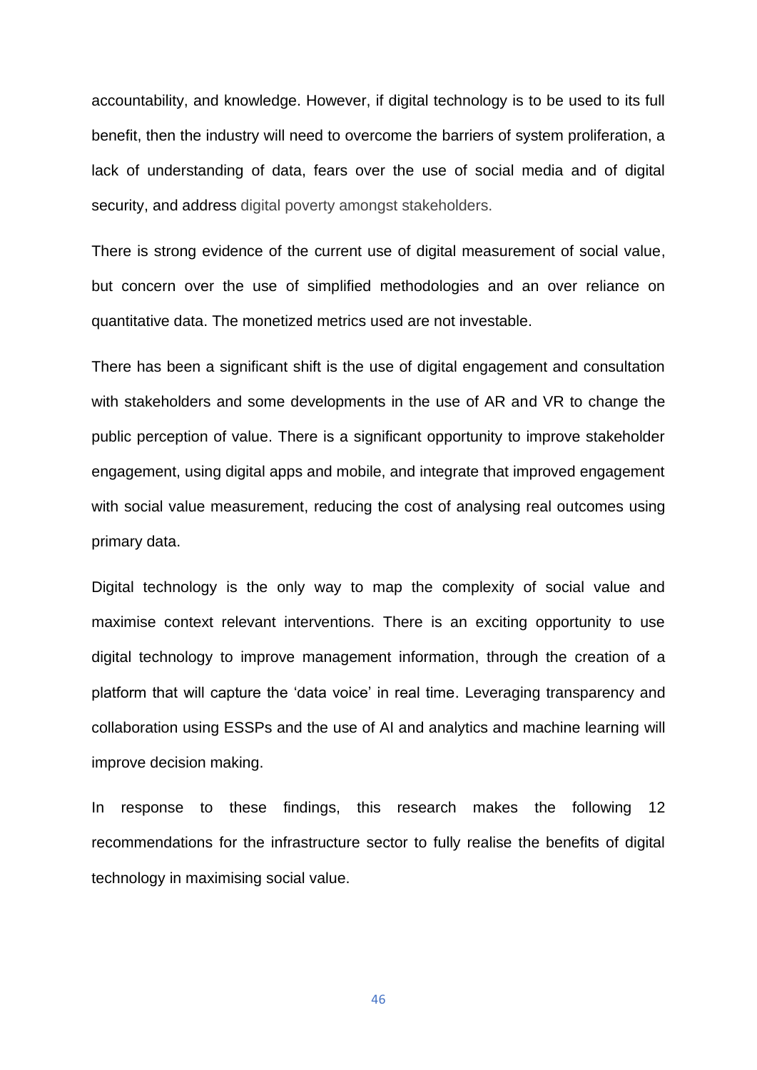accountability, and knowledge. However, if digital technology is to be used to its full benefit, then the industry will need to overcome the barriers of system proliferation, a lack of understanding of data, fears over the use of social media and of digital security, and address digital poverty amongst stakeholders.

There is strong evidence of the current use of digital measurement of social value, but concern over the use of simplified methodologies and an over reliance on quantitative data. The monetized metrics used are not investable.

There has been a significant shift is the use of digital engagement and consultation with stakeholders and some developments in the use of AR and VR to change the public perception of value. There is a significant opportunity to improve stakeholder engagement, using digital apps and mobile, and integrate that improved engagement with social value measurement, reducing the cost of analysing real outcomes using primary data.

Digital technology is the only way to map the complexity of social value and maximise context relevant interventions. There is an exciting opportunity to use digital technology to improve management information, through the creation of a platform that will capture the 'data voice' in real time. Leveraging transparency and collaboration using ESSPs and the use of AI and analytics and machine learning will improve decision making.

In response to these findings, this research makes the following 12 recommendations for the infrastructure sector to fully realise the benefits of digital technology in maximising social value.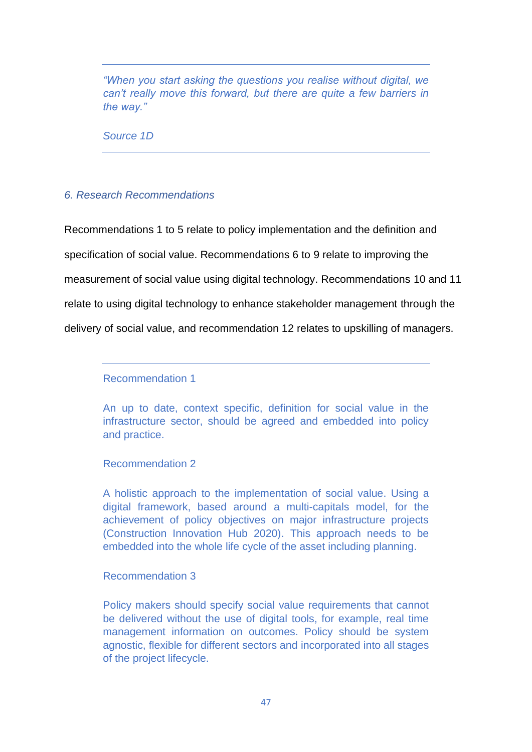> *"When you start asking the questions you realise without digital, we can't really move this forward, but there are quite a few barriers in the way."*
>
> *Source 1D*

## *6. Research Recommendations*

Recommendations 1 to 5 relate to policy implementation and the definition and specification of social value. Recommendations 6 to 9 relate to improving the measurement of social value using digital technology. Recommendations 10 and 11 relate to using digital technology to enhance stakeholder management through the delivery of social value, and recommendation 12 relates to upskilling of managers.

> Recommendation 1
>
> An up to date, context specific, definition for social value in the infrastructure sector, should be agreed and embedded into policy and practice.
>
> Recommendation 2
>
> A holistic approach to the implementation of social value. Using a digital framework, based around a multi-capitals model, for the achievement of policy objectives on major infrastructure projects (Construction Innovation Hub 2020). This approach needs to be embedded into the whole life cycle of the asset including planning.
>
> Recommendation 3
>
> Policy makers should specify social value requirements that cannot be delivered without the use of digital tools, for example, real time management information on outcomes. Policy should be system agnostic, flexible for different sectors and incorporated into all stages of the project lifecycle.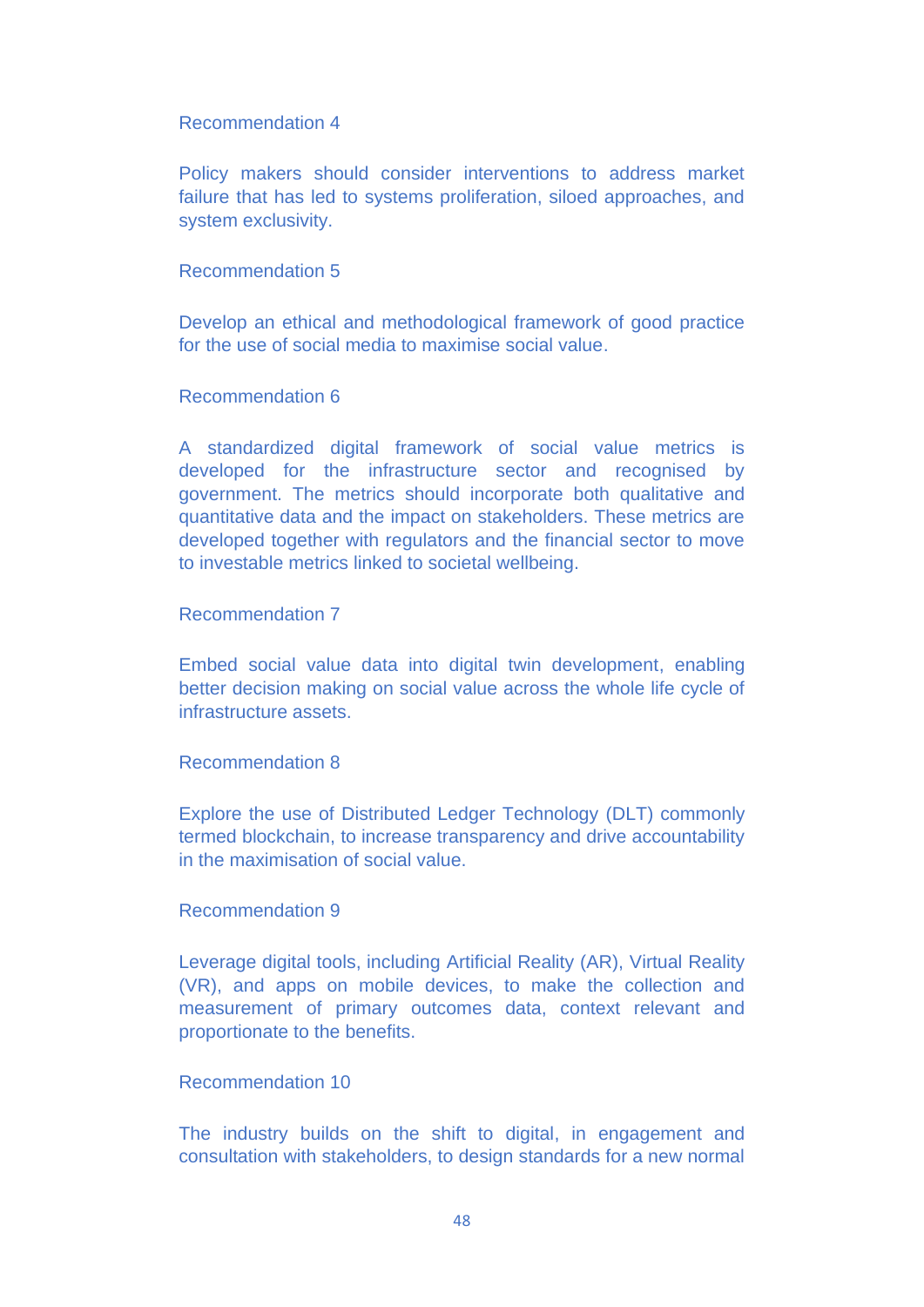Recommendation 4

Policy makers should consider interventions to address market failure that has led to systems proliferation, siloed approaches, and system exclusivity.

Recommendation 5

Develop an ethical and methodological framework of good practice for the use of social media to maximise social value.

Recommendation 6

A standardized digital framework of social value metrics is developed for the infrastructure sector and recognised by government. The metrics should incorporate both qualitative and quantitative data and the impact on stakeholders. These metrics are developed together with regulators and the financial sector to move to investable metrics linked to societal wellbeing.

Recommendation 7

Embed social value data into digital twin development, enabling better decision making on social value across the whole life cycle of infrastructure assets.

Recommendation 8

Explore the use of Distributed Ledger Technology (DLT) commonly termed blockchain, to increase transparency and drive accountability in the maximisation of social value.

Recommendation 9

Leverage digital tools, including Artificial Reality (AR), Virtual Reality (VR), and apps on mobile devices, to make the collection and measurement of primary outcomes data, context relevant and proportionate to the benefits.

Recommendation 10

The industry builds on the shift to digital, in engagement and consultation with stakeholders, to design standards for a new normal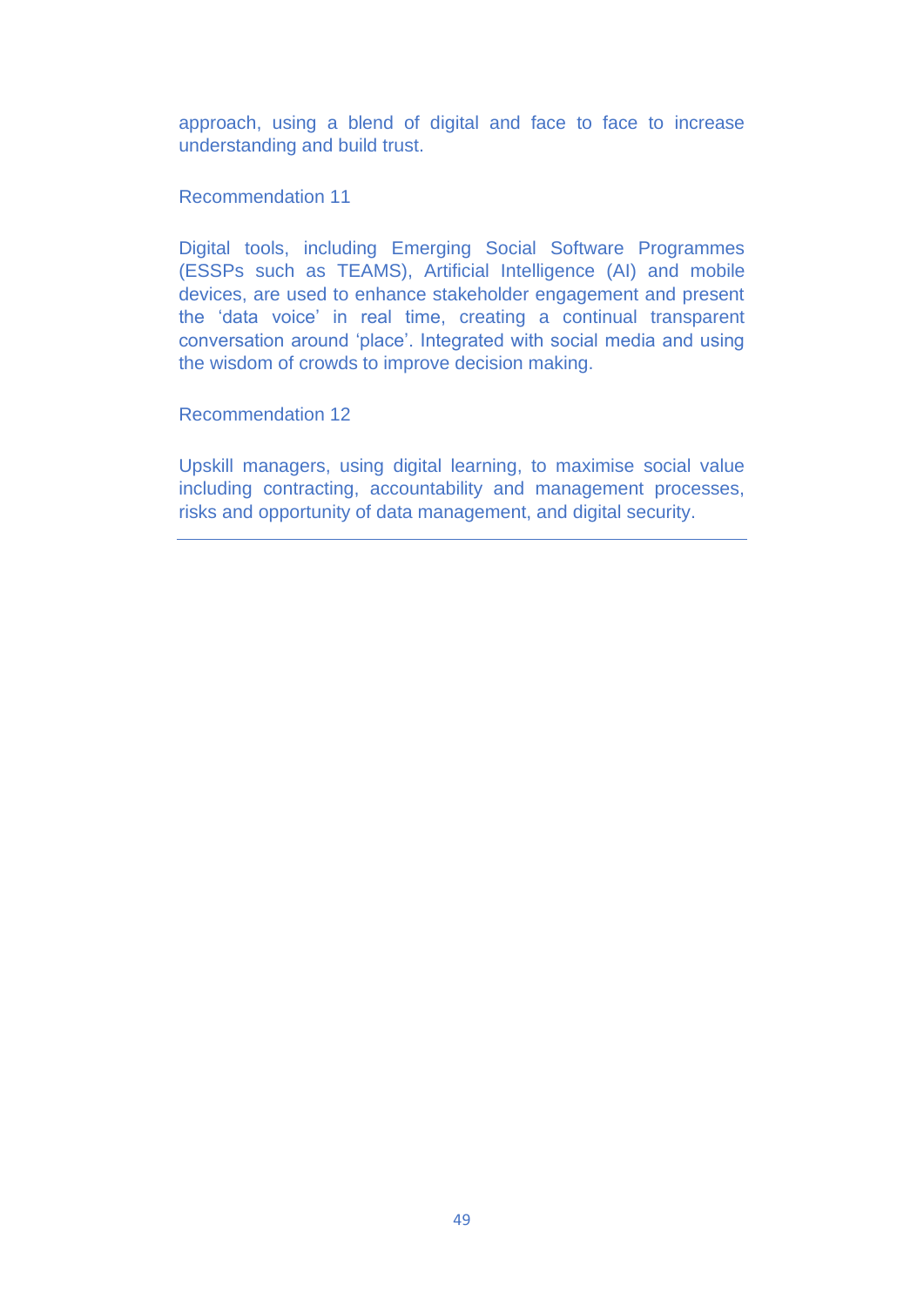approach, using a blend of digital and face to face to increase understanding and build trust.

Recommendation 11

Digital tools, including Emerging Social Software Programmes (ESSPs such as TEAMS), Artificial Intelligence (AI) and mobile devices, are used to enhance stakeholder engagement and present the ‘data voice’ in real time, creating a continual transparent conversation around ‘place’. Integrated with social media and using the wisdom of crowds to improve decision making.

Recommendation 12

Upskill managers, using digital learning, to maximise social value including contracting, accountability and management processes, risks and opportunity of data management, and digital security.

---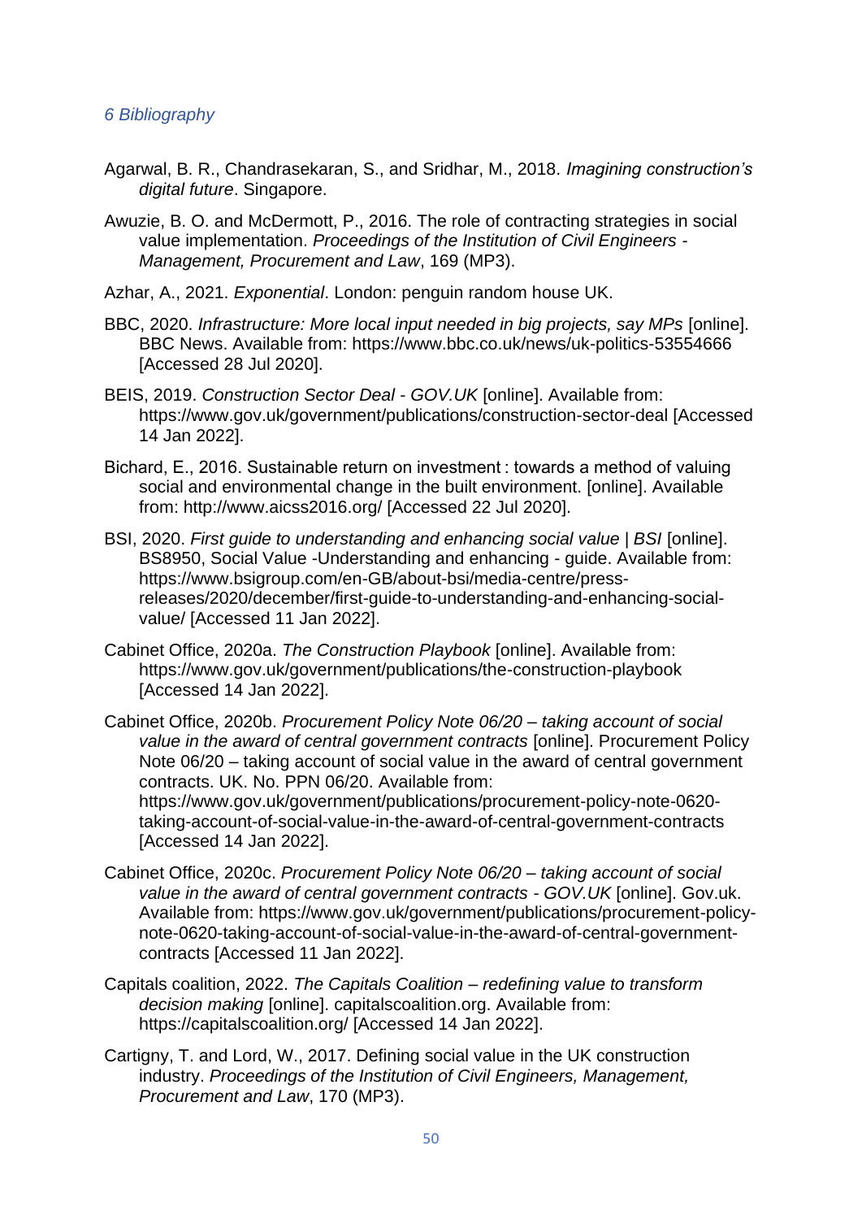## 6 Bibliography

Agarwal, B. R., Chandrasekaran, S., and Sridhar, M., 2018. *Imagining construction's digital future*. Singapore.

Awuzie, B. O. and McDermott, P., 2016. The role of contracting strategies in social value implementation. *Proceedings of the Institution of Civil Engineers - Management, Procurement and Law*, 169 (MP3).

Azhar, A., 2021. *Exponential*. London: penguin random house UK.

BBC, 2020. *Infrastructure: More local input needed in big projects, say MPs* [online]. BBC News. Available from: https://www.bbc.co.uk/news/uk-politics-53554666 [Accessed 28 Jul 2020].

BEIS, 2019. *Construction Sector Deal - GOV.UK* [online]. Available from: https://www.gov.uk/government/publications/construction-sector-deal [Accessed 14 Jan 2022].

Bichard, E., 2016. Sustainable return on investment : towards a method of valuing social and environmental change in the built environment. [online]. Available from: http://www.aicss2016.org/ [Accessed 22 Jul 2020].

BSI, 2020. *First guide to understanding and enhancing social value | BSI* [online]. BS8950, Social Value -Understanding and enhancing - guide. Available from: https://www.bsigroup.com/en-GB/about-bsi/media-centre/press-releases/2020/december/first-guide-to-understanding-and-enhancing-social-value/ [Accessed 11 Jan 2022].

Cabinet Office, 2020a. *The Construction Playbook* [online]. Available from: https://www.gov.uk/government/publications/the-construction-playbook [Accessed 14 Jan 2022].

Cabinet Office, 2020b. *Procurement Policy Note 06/20 – taking account of social value in the award of central government contracts* [online]. Procurement Policy Note 06/20 – taking account of social value in the award of central government contracts. UK. No. PPN 06/20. Available from: https://www.gov.uk/government/publications/procurement-policy-note-0620-taking-account-of-social-value-in-the-award-of-central-government-contracts [Accessed 14 Jan 2022].

Cabinet Office, 2020c. *Procurement Policy Note 06/20 – taking account of social value in the award of central government contracts - GOV.UK* [online]. Gov.uk. Available from: https://www.gov.uk/government/publications/procurement-policy-note-0620-taking-account-of-social-value-in-the-award-of-central-government-contracts [Accessed 11 Jan 2022].

Capitals coalition, 2022. *The Capitals Coalition – redefining value to transform decision making* [online]. capitalscoalition.org. Available from: https://capitalscoalition.org/ [Accessed 14 Jan 2022].

Cartigny, T. and Lord, W., 2017. Defining social value in the UK construction industry. *Proceedings of the Institution of Civil Engineers, Management, Procurement and Law*, 170 (MP3).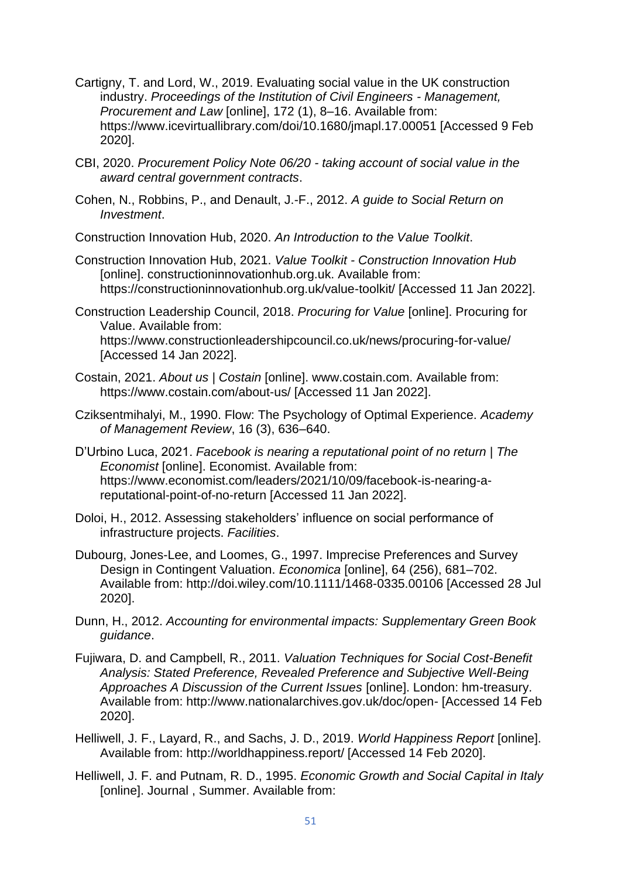Cartigny, T. and Lord, W., 2019. Evaluating social value in the UK construction industry. *Proceedings of the Institution of Civil Engineers - Management, Procurement and Law* [online], 172 (1), 8–16. Available from: https://www.icevirtuallibrary.com/doi/10.1680/jmapl.17.00051 [Accessed 9 Feb 2020].

CBI, 2020. *Procurement Policy Note 06/20 - taking account of social value in the award central government contracts*.

Cohen, N., Robbins, P., and Denault, J.-F., 2012. *A guide to Social Return on Investment*.

Construction Innovation Hub, 2020. *An Introduction to the Value Toolkit*.

Construction Innovation Hub, 2021. *Value Toolkit - Construction Innovation Hub* [online]. constructioninnovationhub.org.uk. Available from: https://constructioninnovationhub.org.uk/value-toolkit/ [Accessed 11 Jan 2022].

Construction Leadership Council, 2018. *Procuring for Value* [online]. Procuring for Value. Available from: https://www.constructionleadershipcouncil.co.uk/news/procuring-for-value/ [Accessed 14 Jan 2022].

Costain, 2021. *About us | Costain* [online]. www.costain.com. Available from: https://www.costain.com/about-us/ [Accessed 11 Jan 2022].

Cziksentmihalyi, M., 1990. Flow: The Psychology of Optimal Experience. *Academy of Management Review*, 16 (3), 636–640.

D'Urbino Luca, 2021. *Facebook is nearing a reputational point of no return | The Economist* [online]. Economist. Available from: https://www.economist.com/leaders/2021/10/09/facebook-is-nearing-a-reputational-point-of-no-return [Accessed 11 Jan 2022].

Doloi, H., 2012. Assessing stakeholders' influence on social performance of infrastructure projects. *Facilities*.

Dubourg, Jones-Lee, and Loomes, G., 1997. Imprecise Preferences and Survey Design in Contingent Valuation. *Economica* [online], 64 (256), 681–702. Available from: http://doi.wiley.com/10.1111/1468-0335.00106 [Accessed 28 Jul 2020].

Dunn, H., 2012. *Accounting for environmental impacts: Supplementary Green Book guidance*.

Fujiwara, D. and Campbell, R., 2011. *Valuation Techniques for Social Cost-Benefit Analysis: Stated Preference, Revealed Preference and Subjective Well-Being Approaches A Discussion of the Current Issues* [online]. London: hm-treasury. Available from: http://www.nationalarchives.gov.uk/doc/open- [Accessed 14 Feb 2020].

Helliwell, J. F., Layard, R., and Sachs, J. D., 2019. *World Happiness Report* [online]. Available from: http://worldhappiness.report/ [Accessed 14 Feb 2020].

Helliwell, J. F. and Putnam, R. D., 1995. *Economic Growth and Social Capital in Italy* [online]. Journal , Summer. Available from: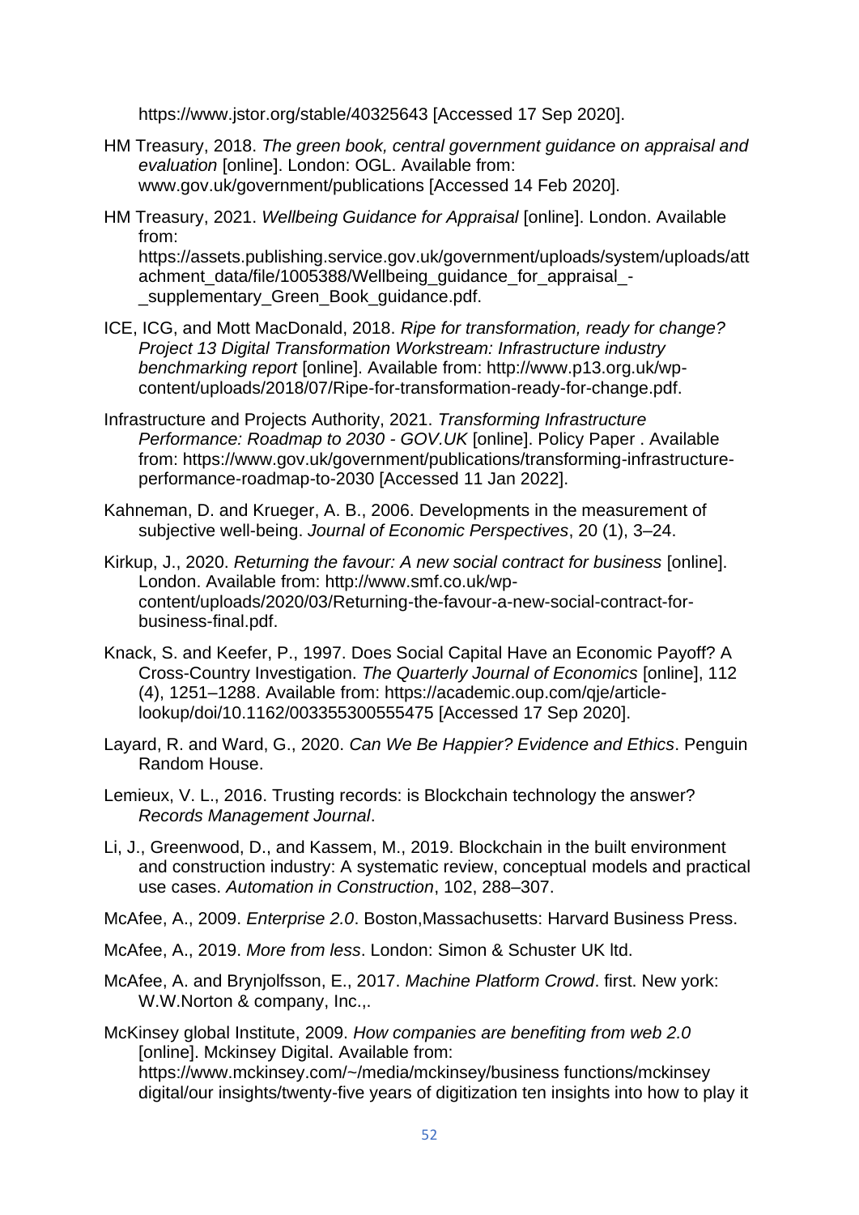https://www.jstor.org/stable/40325643 [Accessed 17 Sep 2020].

HM Treasury, 2018. *The green book, central government guidance on appraisal and evaluation* [online]. London: OGL. Available from: www.gov.uk/government/publications [Accessed 14 Feb 2020].

HM Treasury, 2021. *Wellbeing Guidance for Appraisal* [online]. London. Available from: https://assets.publishing.service.gov.uk/government/uploads/system/uploads/attachment_data/file/1005388/Wellbeing_guidance_for_appraisal_-_supplementary_Green_Book_guidance.pdf.

ICE, ICG, and Mott MacDonald, 2018. *Ripe for transformation, ready for change? Project 13 Digital Transformation Workstream: Infrastructure industry benchmarking report* [online]. Available from: http://www.p13.org.uk/wp-content/uploads/2018/07/Ripe-for-transformation-ready-for-change.pdf.

Infrastructure and Projects Authority, 2021. *Transforming Infrastructure Performance: Roadmap to 2030 - GOV.UK* [online]. Policy Paper . Available from: https://www.gov.uk/government/publications/transforming-infrastructure-performance-roadmap-to-2030 [Accessed 11 Jan 2022].

Kahneman, D. and Krueger, A. B., 2006. Developments in the measurement of subjective well-being. *Journal of Economic Perspectives*, 20 (1), 3–24.

Kirkup, J., 2020. *Returning the favour: A new social contract for business* [online]. London. Available from: http://www.smf.co.uk/wp-content/uploads/2020/03/Returning-the-favour-a-new-social-contract-for-business-final.pdf.

Knack, S. and Keefer, P., 1997. Does Social Capital Have an Economic Payoff? A Cross-Country Investigation. *The Quarterly Journal of Economics* [online], 112 (4), 1251–1288. Available from: https://academic.oup.com/qje/article-lookup/doi/10.1162/003355300555475 [Accessed 17 Sep 2020].

Layard, R. and Ward, G., 2020. *Can We Be Happier? Evidence and Ethics*. Penguin Random House.

Lemieux, V. L., 2016. Trusting records: is Blockchain technology the answer? *Records Management Journal*.

Li, J., Greenwood, D., and Kassem, M., 2019. Blockchain in the built environment and construction industry: A systematic review, conceptual models and practical use cases. *Automation in Construction*, 102, 288–307.

McAfee, A., 2009. *Enterprise 2.0*. Boston,Massachusetts: Harvard Business Press.

McAfee, A., 2019. *More from less*. London: Simon & Schuster UK ltd.

McAfee, A. and Brynjolfsson, E., 2017. *Machine Platform Crowd*. first. New york: W.W.Norton & company, Inc.,.

McKinsey global Institute, 2009. *How companies are benefiting from web 2.0* [online]. Mckinsey Digital. Available from: https://www.mckinsey.com/~/media/mckinsey/business functions/mckinsey digital/our insights/twenty-five years of digitization ten insights into how to play it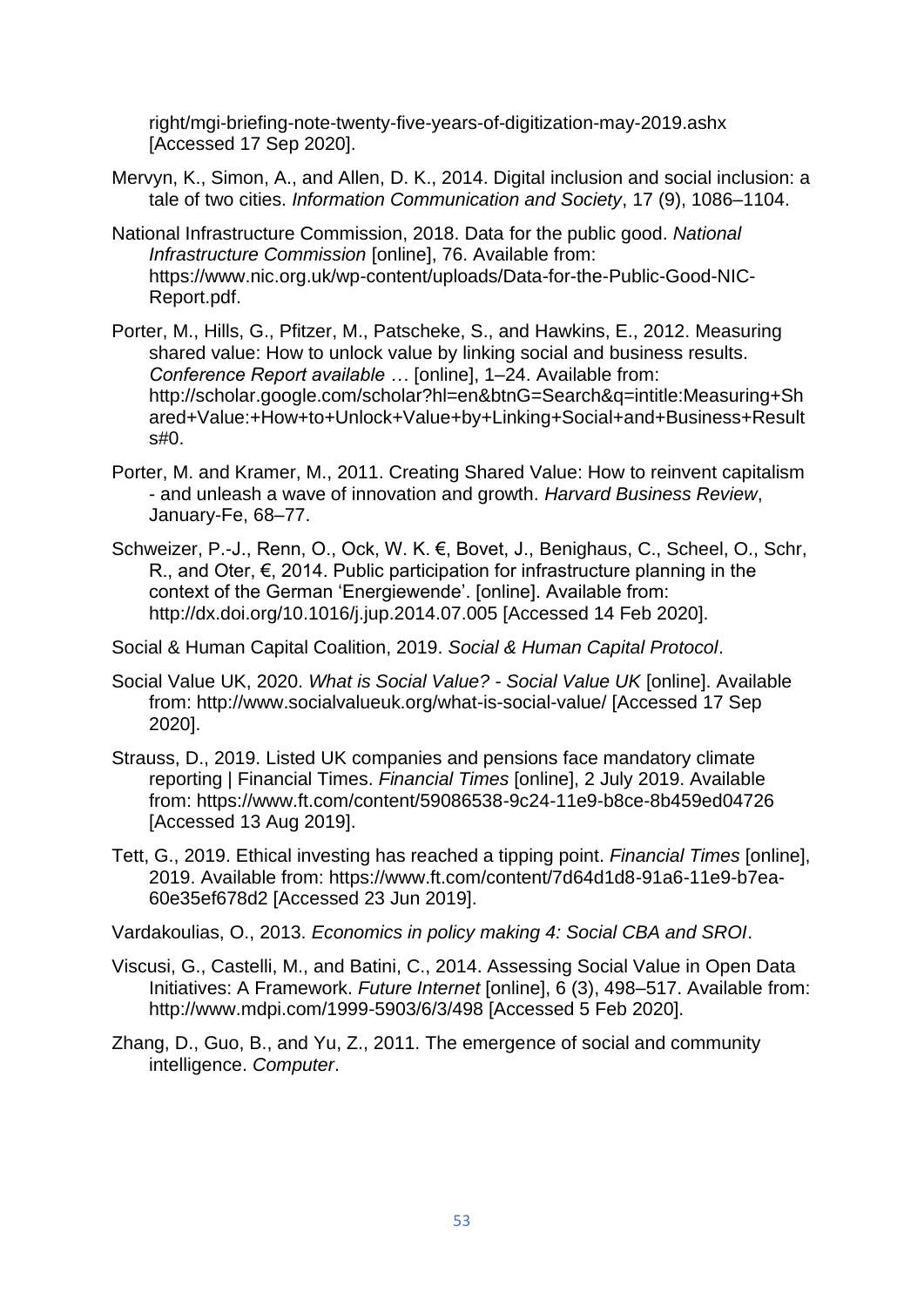right/mgi-briefing-note-twenty-five-years-of-digitization-may-2019.ashx [Accessed 17 Sep 2020].

Mervyn, K., Simon, A., and Allen, D. K., 2014. Digital inclusion and social inclusion: a tale of two cities. *Information Communication and Society*, 17 (9), 1086–1104.

National Infrastructure Commission, 2018. Data for the public good. *National Infrastructure Commission* [online], 76. Available from: https://www.nic.org.uk/wp-content/uploads/Data-for-the-Public-Good-NIC-Report.pdf.

Porter, M., Hills, G., Pfitzer, M., Patscheke, S., and Hawkins, E., 2012. Measuring shared value: How to unlock value by linking social and business results. *Conference Report available …* [online], 1–24. Available from: http://scholar.google.com/scholar?hl=en&btnG=Search&q=intitle:Measuring+Shared+Value:+How+to+Unlock+Value+by+Linking+Social+and+Business+Results#0.

Porter, M. and Kramer, M., 2011. Creating Shared Value: How to reinvent capitalism - and unleash a wave of innovation and growth. *Harvard Business Review*, January-Fe, 68–77.

Schweizer, P.-J., Renn, O., Ock, W. K. €, Bovet, J., Benighaus, C., Scheel, O., Schr, R., and Oter, €, 2014. Public participation for infrastructure planning in the context of the German 'Energiewende'. [online]. Available from: http://dx.doi.org/10.1016/j.jup.2014.07.005 [Accessed 14 Feb 2020].

Social & Human Capital Coalition, 2019. *Social & Human Capital Protocol*.

Social Value UK, 2020. *What is Social Value? - Social Value UK* [online]. Available from: http://www.socialvalueuk.org/what-is-social-value/ [Accessed 17 Sep 2020].

Strauss, D., 2019. Listed UK companies and pensions face mandatory climate reporting | Financial Times. *Financial Times* [online], 2 July 2019. Available from: https://www.ft.com/content/59086538-9c24-11e9-b8ce-8b459ed04726 [Accessed 13 Aug 2019].

Tett, G., 2019. Ethical investing has reached a tipping point. *Financial Times* [online], 2019. Available from: https://www.ft.com/content/7d64d1d8-91a6-11e9-b7ea-60e35ef678d2 [Accessed 23 Jun 2019].

Vardakoulias, O., 2013. *Economics in policy making 4: Social CBA and SROI*.

Viscusi, G., Castelli, M., and Batini, C., 2014. Assessing Social Value in Open Data Initiatives: A Framework. *Future Internet* [online], 6 (3), 498–517. Available from: http://www.mdpi.com/1999-5903/6/3/498 [Accessed 5 Feb 2020].

Zhang, D., Guo, B., and Yu, Z., 2011. The emergence of social and community intelligence. *Computer*.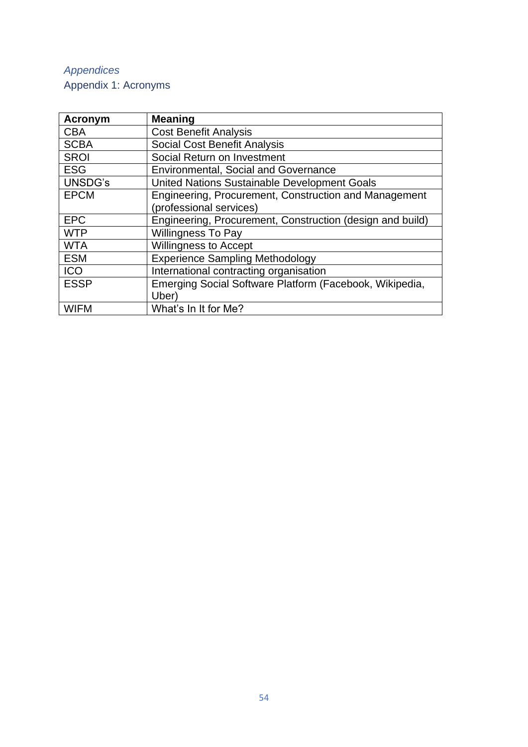*Appendices*

## Appendix 1: Acronyms

| **Acronym** | **Meaning** |
| --- | --- |
| CBA | Cost Benefit Analysis |
| SCBA | Social Cost Benefit Analysis |
| SROI | Social Return on Investment |
| ESG | Environmental, Social and Governance |
| UNSDG's | United Nations Sustainable Development Goals |
| EPCM | Engineering, Procurement, Construction and Management (professional services) |
| EPC | Engineering, Procurement, Construction (design and build) |
| WTP | Willingness To Pay |
| WTA | Willingness to Accept |
| ESM | Experience Sampling Methodology |
| ICO | International contracting organisation |
| ESSP | Emerging Social Software Platform (Facebook, Wikipedia, Uber) |
| WIFM | What's In It for Me? |